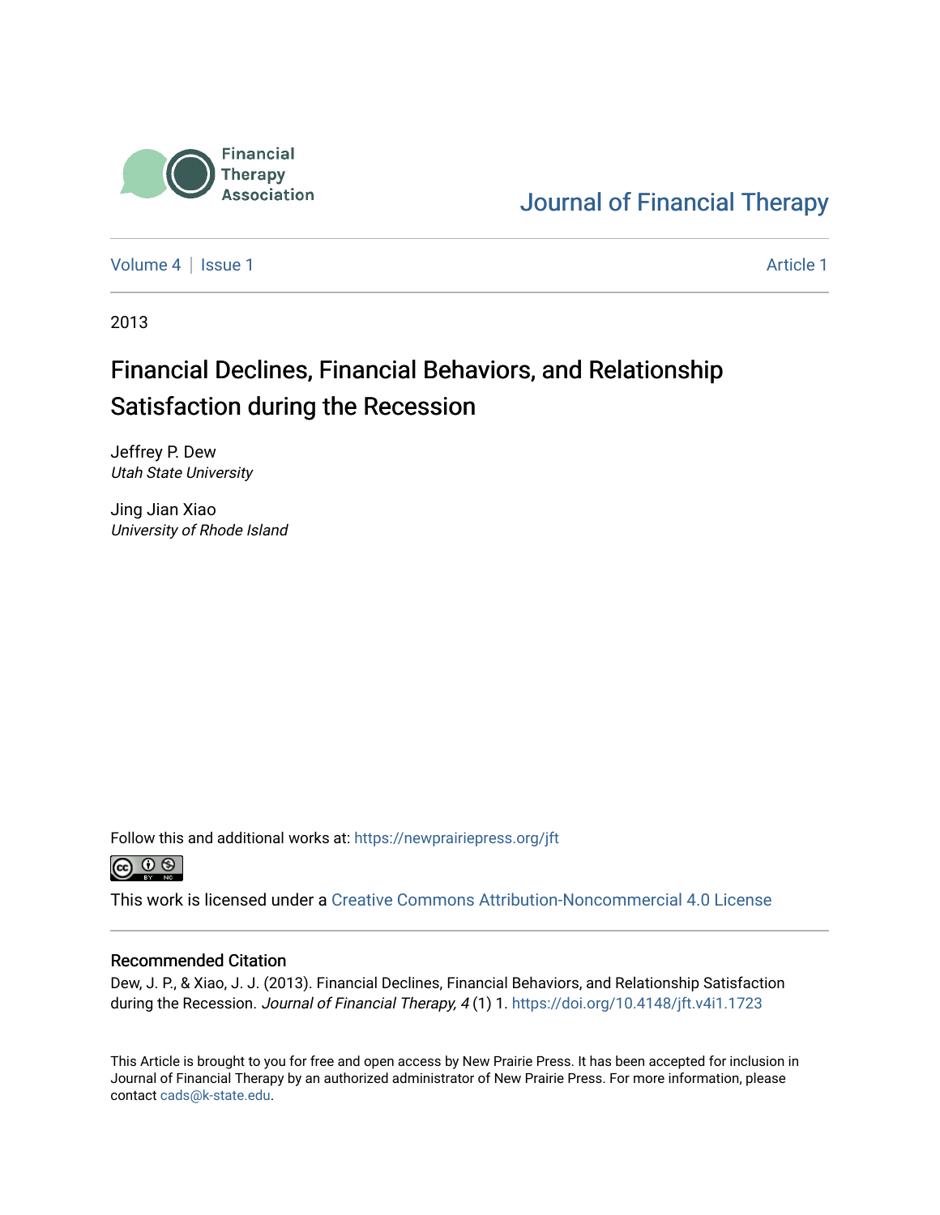Financial Therapy Association

Journal of Financial Therapy

Volume 4 | Issue 1 — Article 1

2013

# Financial Declines, Financial Behaviors, and Relationship Satisfaction during the Recession

Jeffrey P. Dew
*Utah State University*

Jing Jian Xiao
*University of Rhode Island*

Follow this and additional works at: https://newprairiepress.org/jft

This work is licensed under a Creative Commons Attribution-Noncommercial 4.0 License

## Recommended Citation

Dew, J. P., & Xiao, J. J. (2013). Financial Declines, Financial Behaviors, and Relationship Satisfaction during the Recession. *Journal of Financial Therapy, 4* (1) 1. https://doi.org/10.4148/jft.v4i1.1723

This Article is brought to you for free and open access by New Prairie Press. It has been accepted for inclusion in Journal of Financial Therapy by an authorized administrator of New Prairie Press. For more information, please contact cads@k-state.edu.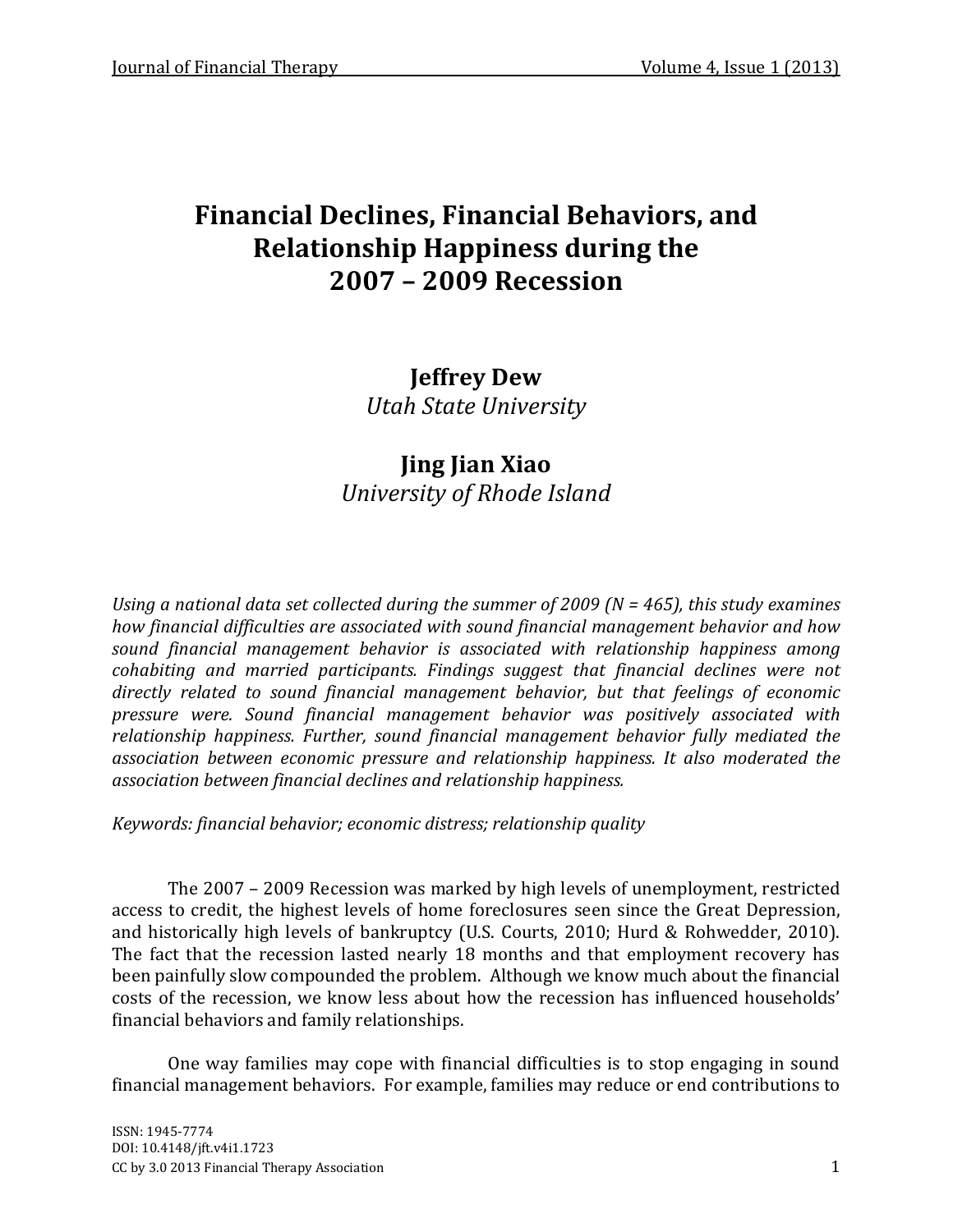# Financial Declines, Financial Behaviors, and Relationship Happiness during the 2007 – 2009 Recession

**Jeffrey Dew**
*Utah State University*

**Jing Jian Xiao**
*University of Rhode Island*

*Using a national data set collected during the summer of 2009 (N = 465), this study examines how financial difficulties are associated with sound financial management behavior and how sound financial management behavior is associated with relationship happiness among cohabiting and married participants. Findings suggest that financial declines were not directly related to sound financial management behavior, but that feelings of economic pressure were. Sound financial management behavior was positively associated with relationship happiness. Further, sound financial management behavior fully mediated the association between economic pressure and relationship happiness. It also moderated the association between financial declines and relationship happiness.*

*Keywords: financial behavior; economic distress; relationship quality*

The 2007 – 2009 Recession was marked by high levels of unemployment, restricted access to credit, the highest levels of home foreclosures seen since the Great Depression, and historically high levels of bankruptcy (U.S. Courts, 2010; Hurd & Rohwedder, 2010). The fact that the recession lasted nearly 18 months and that employment recovery has been painfully slow compounded the problem. Although we know much about the financial costs of the recession, we know less about how the recession has influenced households' financial behaviors and family relationships.

One way families may cope with financial difficulties is to stop engaging in sound financial management behaviors. For example, families may reduce or end contributions to

ISSN: 1945-7774
DOI: 10.4148/jft.v4i1.1723
CC by 3.0 2013 Financial Therapy Association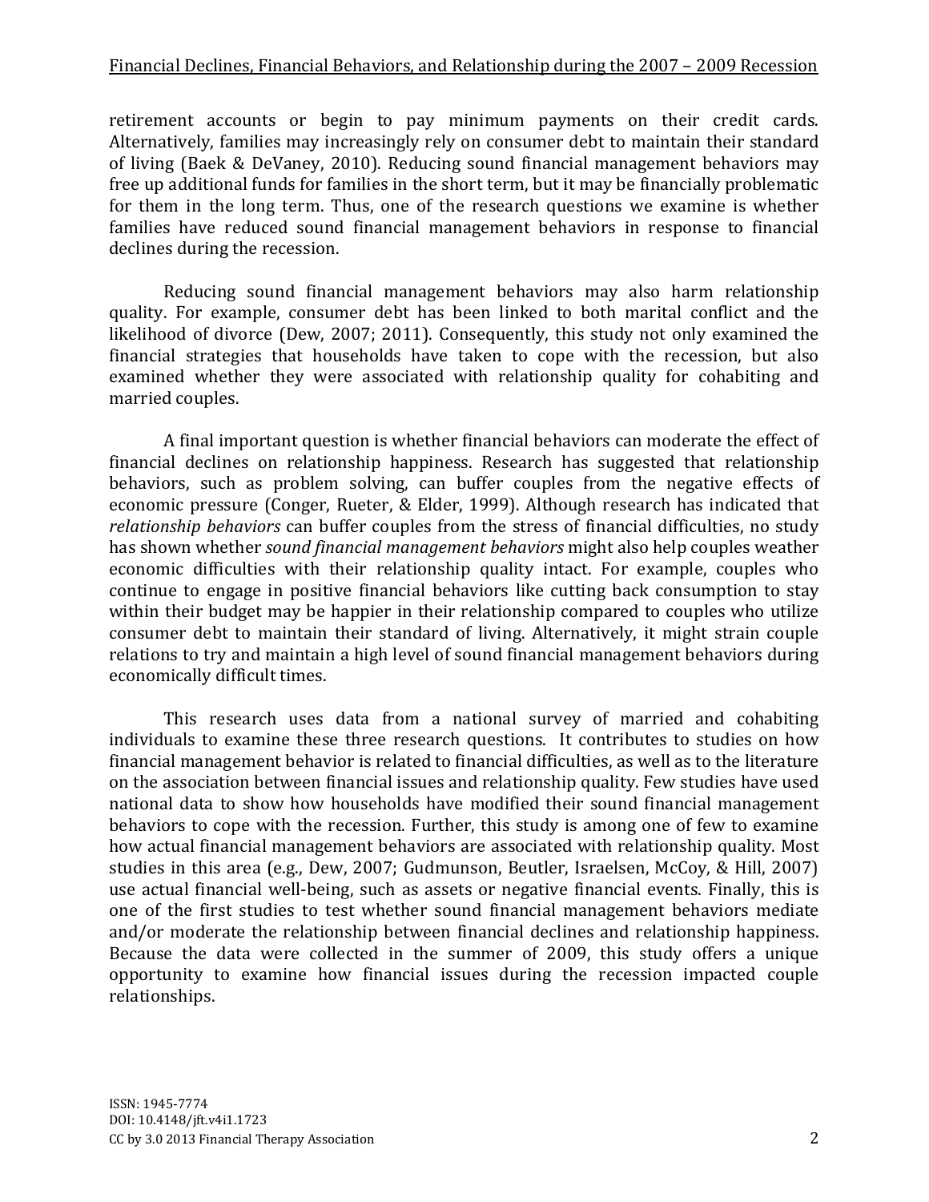retirement accounts or begin to pay minimum payments on their credit cards. Alternatively, families may increasingly rely on consumer debt to maintain their standard of living (Baek & DeVaney, 2010). Reducing sound financial management behaviors may free up additional funds for families in the short term, but it may be financially problematic for them in the long term. Thus, one of the research questions we examine is whether families have reduced sound financial management behaviors in response to financial declines during the recession.

Reducing sound financial management behaviors may also harm relationship quality. For example, consumer debt has been linked to both marital conflict and the likelihood of divorce (Dew, 2007; 2011). Consequently, this study not only examined the financial strategies that households have taken to cope with the recession, but also examined whether they were associated with relationship quality for cohabiting and married couples.

A final important question is whether financial behaviors can moderate the effect of financial declines on relationship happiness. Research has suggested that relationship behaviors, such as problem solving, can buffer couples from the negative effects of economic pressure (Conger, Rueter, & Elder, 1999). Although research has indicated that *relationship behaviors* can buffer couples from the stress of financial difficulties, no study has shown whether *sound financial management behaviors* might also help couples weather economic difficulties with their relationship quality intact. For example, couples who continue to engage in positive financial behaviors like cutting back consumption to stay within their budget may be happier in their relationship compared to couples who utilize consumer debt to maintain their standard of living. Alternatively, it might strain couple relations to try and maintain a high level of sound financial management behaviors during economically difficult times.

This research uses data from a national survey of married and cohabiting individuals to examine these three research questions. It contributes to studies on how financial management behavior is related to financial difficulties, as well as to the literature on the association between financial issues and relationship quality. Few studies have used national data to show how households have modified their sound financial management behaviors to cope with the recession. Further, this study is among one of few to examine how actual financial management behaviors are associated with relationship quality. Most studies in this area (e.g., Dew, 2007; Gudmunson, Beutler, Israelsen, McCoy, & Hill, 2007) use actual financial well-being, such as assets or negative financial events. Finally, this is one of the first studies to test whether sound financial management behaviors mediate and/or moderate the relationship between financial declines and relationship happiness. Because the data were collected in the summer of 2009, this study offers a unique opportunity to examine how financial issues during the recession impacted couple relationships.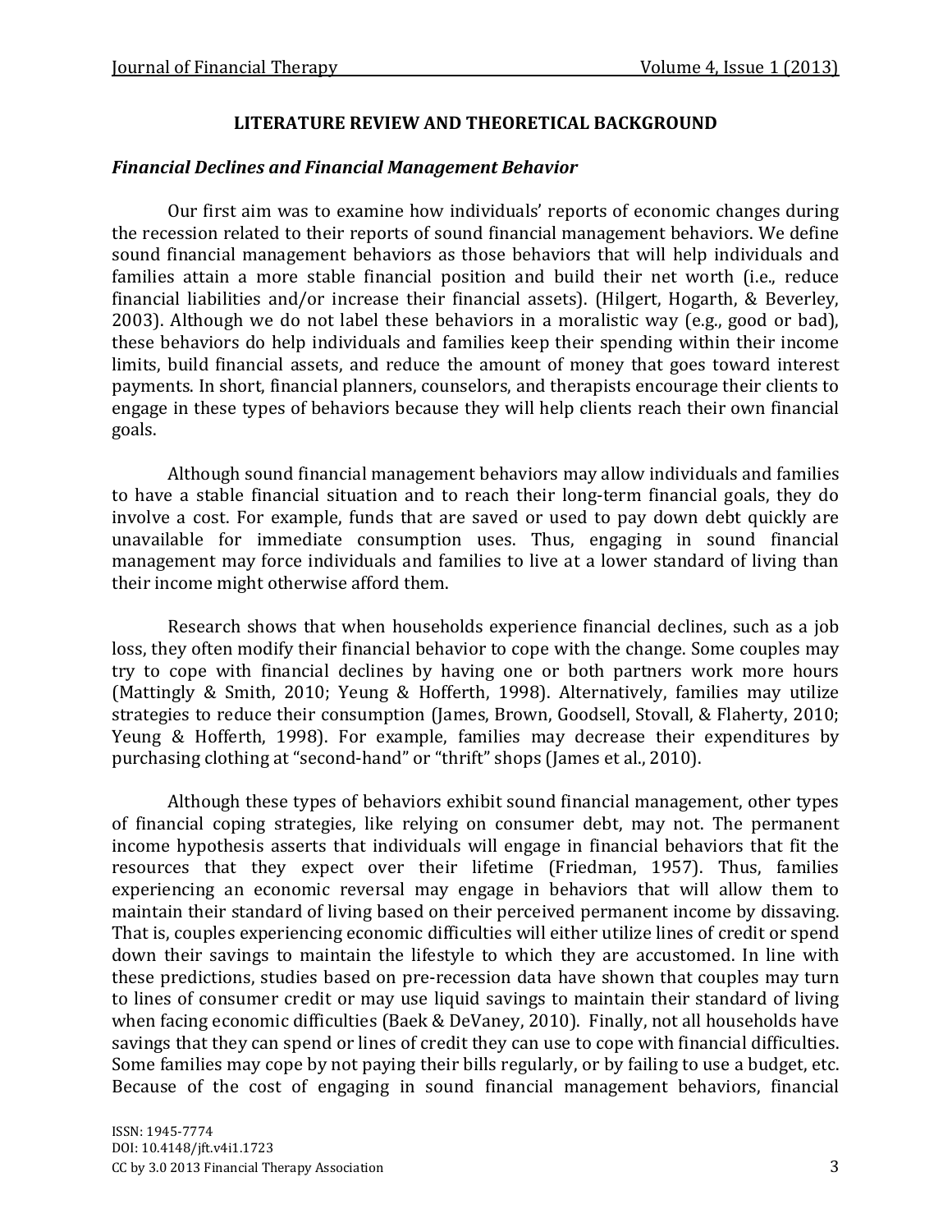## LITERATURE REVIEW AND THEORETICAL BACKGROUND

### *Financial Declines and Financial Management Behavior*

Our first aim was to examine how individuals' reports of economic changes during the recession related to their reports of sound financial management behaviors. We define sound financial management behaviors as those behaviors that will help individuals and families attain a more stable financial position and build their net worth (i.e., reduce financial liabilities and/or increase their financial assets). (Hilgert, Hogarth, & Beverley, 2003). Although we do not label these behaviors in a moralistic way (e.g., good or bad), these behaviors do help individuals and families keep their spending within their income limits, build financial assets, and reduce the amount of money that goes toward interest payments. In short, financial planners, counselors, and therapists encourage their clients to engage in these types of behaviors because they will help clients reach their own financial goals.

Although sound financial management behaviors may allow individuals and families to have a stable financial situation and to reach their long-term financial goals, they do involve a cost. For example, funds that are saved or used to pay down debt quickly are unavailable for immediate consumption uses. Thus, engaging in sound financial management may force individuals and families to live at a lower standard of living than their income might otherwise afford them.

Research shows that when households experience financial declines, such as a job loss, they often modify their financial behavior to cope with the change. Some couples may try to cope with financial declines by having one or both partners work more hours (Mattingly & Smith, 2010; Yeung & Hofferth, 1998). Alternatively, families may utilize strategies to reduce their consumption (James, Brown, Goodsell, Stovall, & Flaherty, 2010; Yeung & Hofferth, 1998). For example, families may decrease their expenditures by purchasing clothing at "second-hand" or "thrift" shops (James et al., 2010).

Although these types of behaviors exhibit sound financial management, other types of financial coping strategies, like relying on consumer debt, may not. The permanent income hypothesis asserts that individuals will engage in financial behaviors that fit the resources that they expect over their lifetime (Friedman, 1957). Thus, families experiencing an economic reversal may engage in behaviors that will allow them to maintain their standard of living based on their perceived permanent income by dissaving. That is, couples experiencing economic difficulties will either utilize lines of credit or spend down their savings to maintain the lifestyle to which they are accustomed. In line with these predictions, studies based on pre-recession data have shown that couples may turn to lines of consumer credit or may use liquid savings to maintain their standard of living when facing economic difficulties (Baek & DeVaney, 2010). Finally, not all households have savings that they can spend or lines of credit they can use to cope with financial difficulties. Some families may cope by not paying their bills regularly, or by failing to use a budget, etc. Because of the cost of engaging in sound financial management behaviors, financial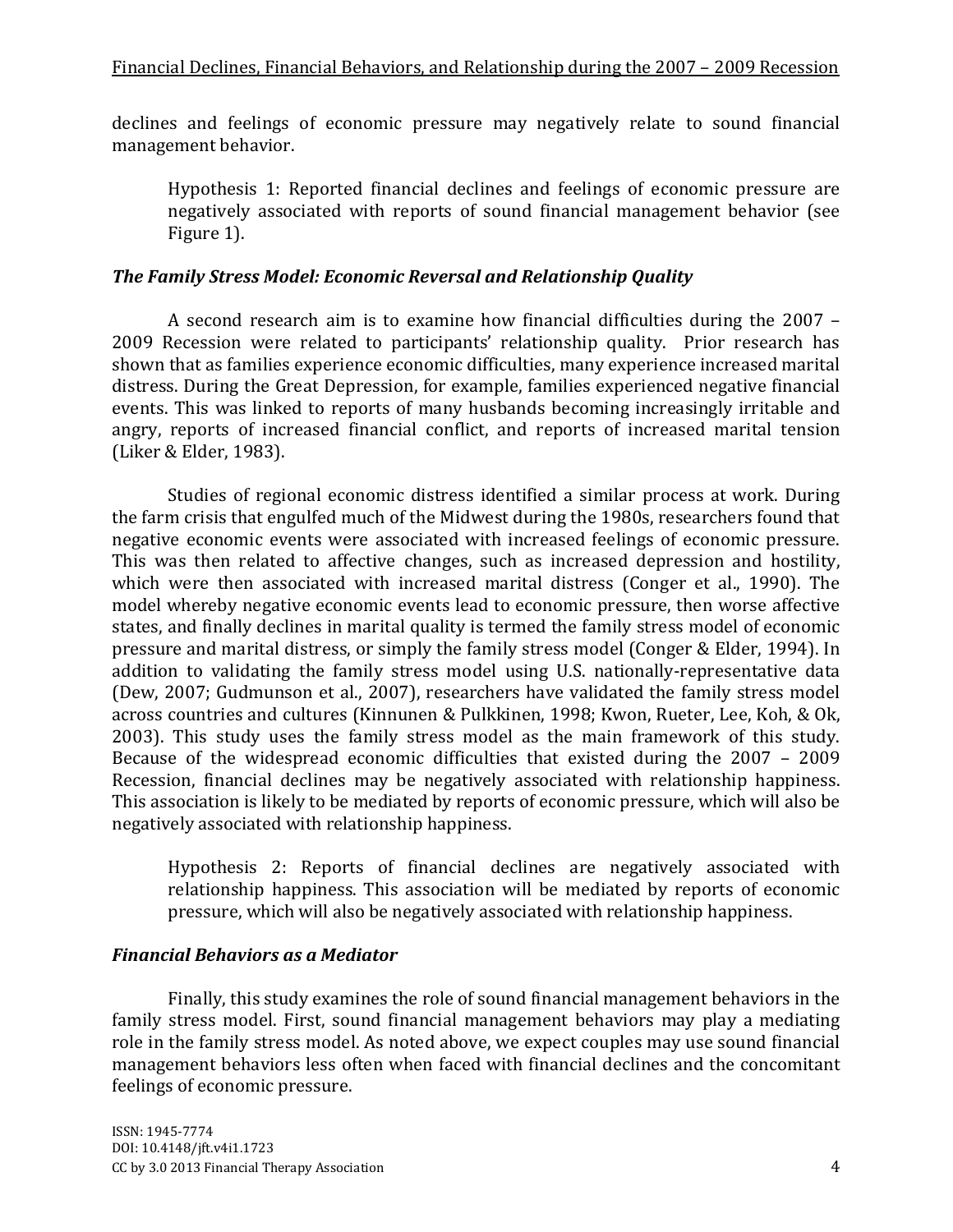declines and feelings of economic pressure may negatively relate to sound financial management behavior.

> Hypothesis 1: Reported financial declines and feelings of economic pressure are negatively associated with reports of sound financial management behavior (see Figure 1).

### *The Family Stress Model: Economic Reversal and Relationship Quality*

A second research aim is to examine how financial difficulties during the 2007 – 2009 Recession were related to participants' relationship quality. Prior research has shown that as families experience economic difficulties, many experience increased marital distress. During the Great Depression, for example, families experienced negative financial events. This was linked to reports of many husbands becoming increasingly irritable and angry, reports of increased financial conflict, and reports of increased marital tension (Liker & Elder, 1983).

Studies of regional economic distress identified a similar process at work. During the farm crisis that engulfed much of the Midwest during the 1980s, researchers found that negative economic events were associated with increased feelings of economic pressure. This was then related to affective changes, such as increased depression and hostility, which were then associated with increased marital distress (Conger et al., 1990). The model whereby negative economic events lead to economic pressure, then worse affective states, and finally declines in marital quality is termed the family stress model of economic pressure and marital distress, or simply the family stress model (Conger & Elder, 1994). In addition to validating the family stress model using U.S. nationally-representative data (Dew, 2007; Gudmunson et al., 2007), researchers have validated the family stress model across countries and cultures (Kinnunen & Pulkkinen, 1998; Kwon, Rueter, Lee, Koh, & Ok, 2003). This study uses the family stress model as the main framework of this study. Because of the widespread economic difficulties that existed during the 2007 – 2009 Recession, financial declines may be negatively associated with relationship happiness. This association is likely to be mediated by reports of economic pressure, which will also be negatively associated with relationship happiness.

> Hypothesis 2: Reports of financial declines are negatively associated with relationship happiness. This association will be mediated by reports of economic pressure, which will also be negatively associated with relationship happiness.

### *Financial Behaviors as a Mediator*

Finally, this study examines the role of sound financial management behaviors in the family stress model. First, sound financial management behaviors may play a mediating role in the family stress model. As noted above, we expect couples may use sound financial management behaviors less often when faced with financial declines and the concomitant feelings of economic pressure.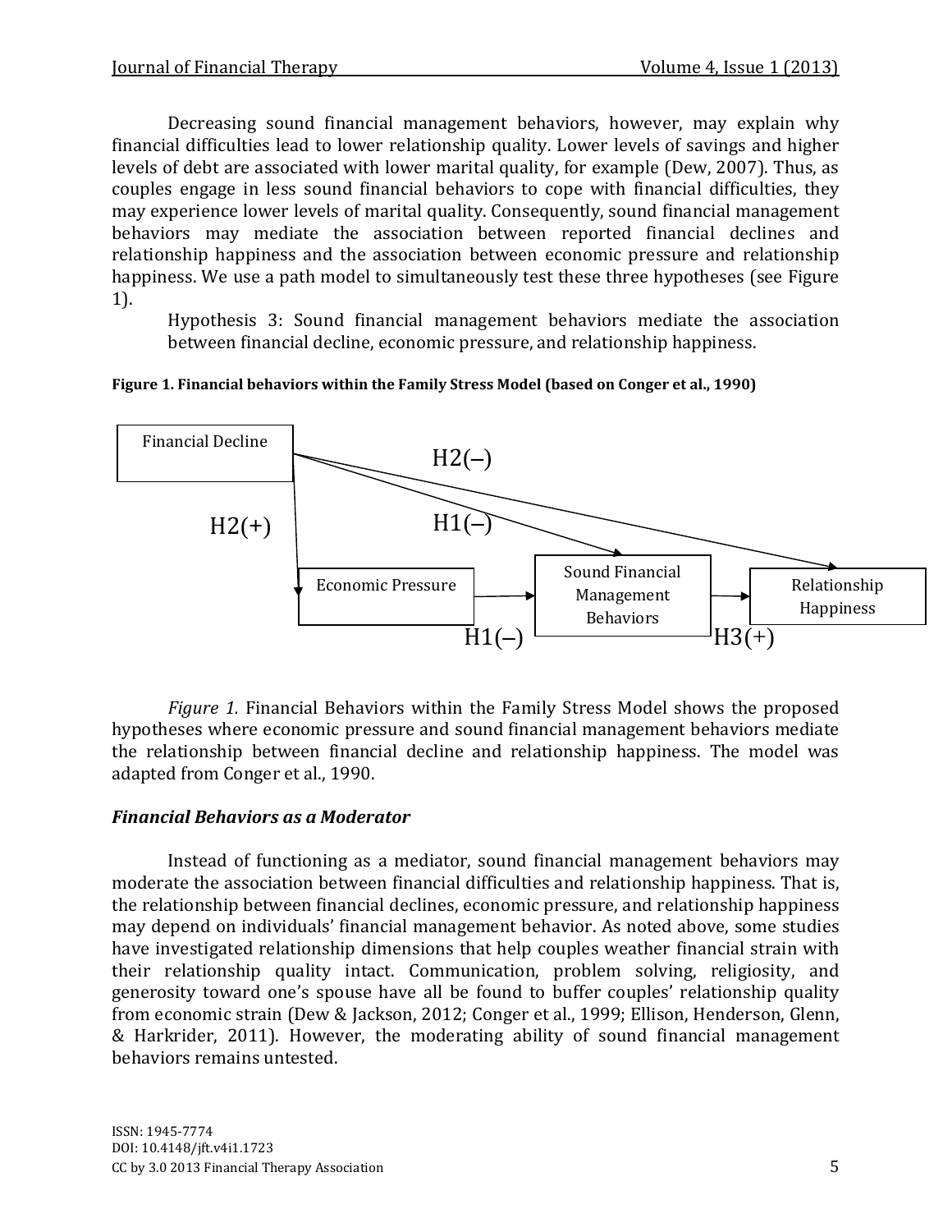Decreasing sound financial management behaviors, however, may explain why financial difficulties lead to lower relationship quality. Lower levels of savings and higher levels of debt are associated with lower marital quality, for example (Dew, 2007). Thus, as couples engage in less sound financial behaviors to cope with financial difficulties, they may experience lower levels of marital quality. Consequently, sound financial management behaviors may mediate the association between reported financial declines and relationship happiness and the association between economic pressure and relationship happiness. We use a path model to simultaneously test these three hypotheses (see Figure 1).

Hypothesis 3: Sound financial management behaviors mediate the association between financial decline, economic pressure, and relationship happiness.

**Figure 1. Financial behaviors within the Family Stress Model (based on Conger et al., 1990)**

Financial Decline → Economic Pressure: H2(+)

Financial Decline → Sound Financial Management Behaviors: H1(–)

Financial Decline → Relationship Happiness: H2(–)

Economic Pressure → Sound Financial Management Behaviors: H1(–)

Sound Financial Management Behaviors → Relationship Happiness: H3(+)

*Figure 1.* Financial Behaviors within the Family Stress Model shows the proposed hypotheses where economic pressure and sound financial management behaviors mediate the relationship between financial decline and relationship happiness. The model was adapted from Conger et al., 1990.

### *Financial Behaviors as a Moderator*

Instead of functioning as a mediator, sound financial management behaviors may moderate the association between financial difficulties and relationship happiness. That is, the relationship between financial declines, economic pressure, and relationship happiness may depend on individuals' financial management behavior. As noted above, some studies have investigated relationship dimensions that help couples weather financial strain with their relationship quality intact. Communication, problem solving, religiosity, and generosity toward one's spouse have all be found to buffer couples' relationship quality from economic strain (Dew & Jackson, 2012; Conger et al., 1999; Ellison, Henderson, Glenn, & Harkrider, 2011). However, the moderating ability of sound financial management behaviors remains untested.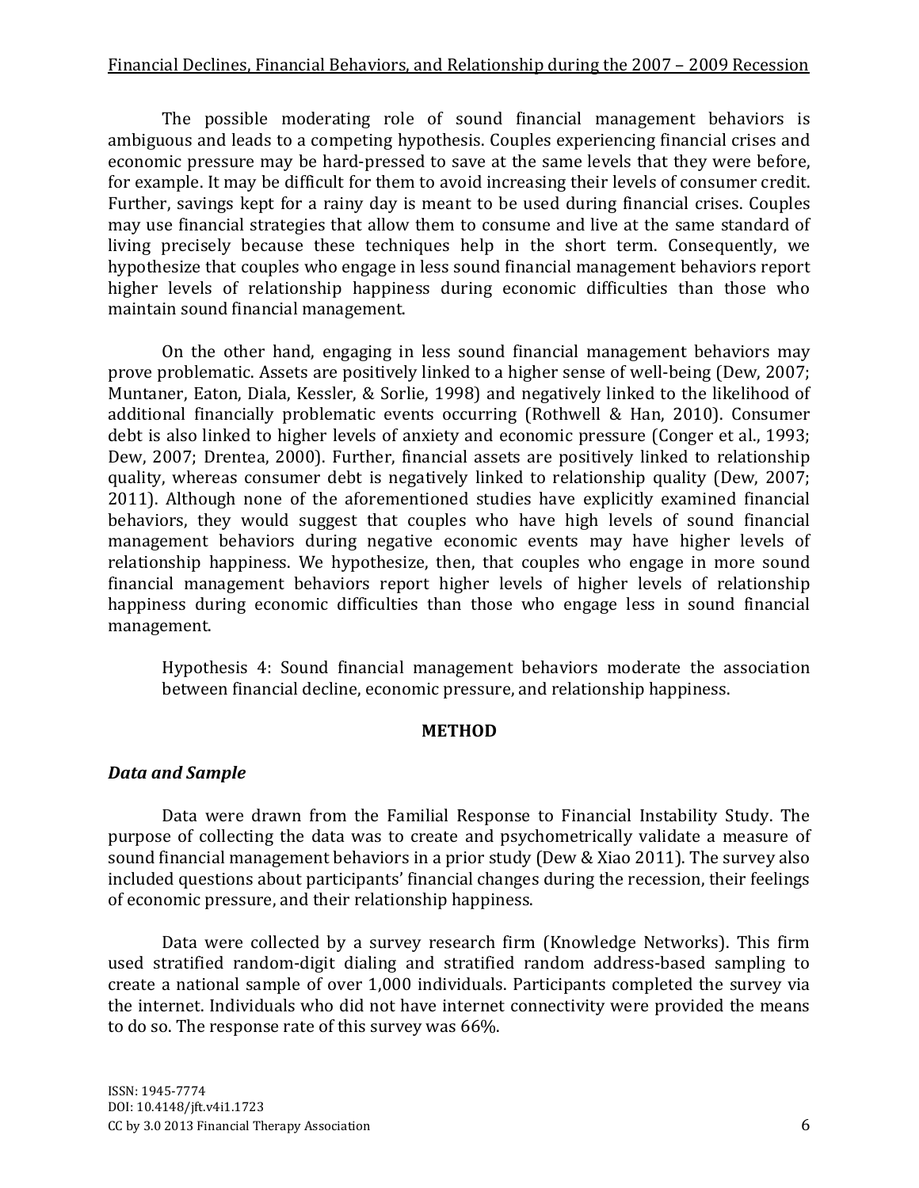The possible moderating role of sound financial management behaviors is ambiguous and leads to a competing hypothesis. Couples experiencing financial crises and economic pressure may be hard-pressed to save at the same levels that they were before, for example. It may be difficult for them to avoid increasing their levels of consumer credit. Further, savings kept for a rainy day is meant to be used during financial crises. Couples may use financial strategies that allow them to consume and live at the same standard of living precisely because these techniques help in the short term. Consequently, we hypothesize that couples who engage in less sound financial management behaviors report higher levels of relationship happiness during economic difficulties than those who maintain sound financial management.

On the other hand, engaging in less sound financial management behaviors may prove problematic. Assets are positively linked to a higher sense of well-being (Dew, 2007; Muntaner, Eaton, Diala, Kessler, & Sorlie, 1998) and negatively linked to the likelihood of additional financially problematic events occurring (Rothwell & Han, 2010). Consumer debt is also linked to higher levels of anxiety and economic pressure (Conger et al., 1993; Dew, 2007; Drentea, 2000). Further, financial assets are positively linked to relationship quality, whereas consumer debt is negatively linked to relationship quality (Dew, 2007; 2011). Although none of the aforementioned studies have explicitly examined financial behaviors, they would suggest that couples who have high levels of sound financial management behaviors during negative economic events may have higher levels of relationship happiness. We hypothesize, then, that couples who engage in more sound financial management behaviors report higher levels of higher levels of relationship happiness during economic difficulties than those who engage less in sound financial management.

Hypothesis 4: Sound financial management behaviors moderate the association between financial decline, economic pressure, and relationship happiness.

## METHOD

### *Data and Sample*

Data were drawn from the Familial Response to Financial Instability Study. The purpose of collecting the data was to create and psychometrically validate a measure of sound financial management behaviors in a prior study (Dew & Xiao 2011). The survey also included questions about participants' financial changes during the recession, their feelings of economic pressure, and their relationship happiness.

Data were collected by a survey research firm (Knowledge Networks). This firm used stratified random-digit dialing and stratified random address-based sampling to create a national sample of over 1,000 individuals. Participants completed the survey via the internet. Individuals who did not have internet connectivity were provided the means to do so. The response rate of this survey was 66%.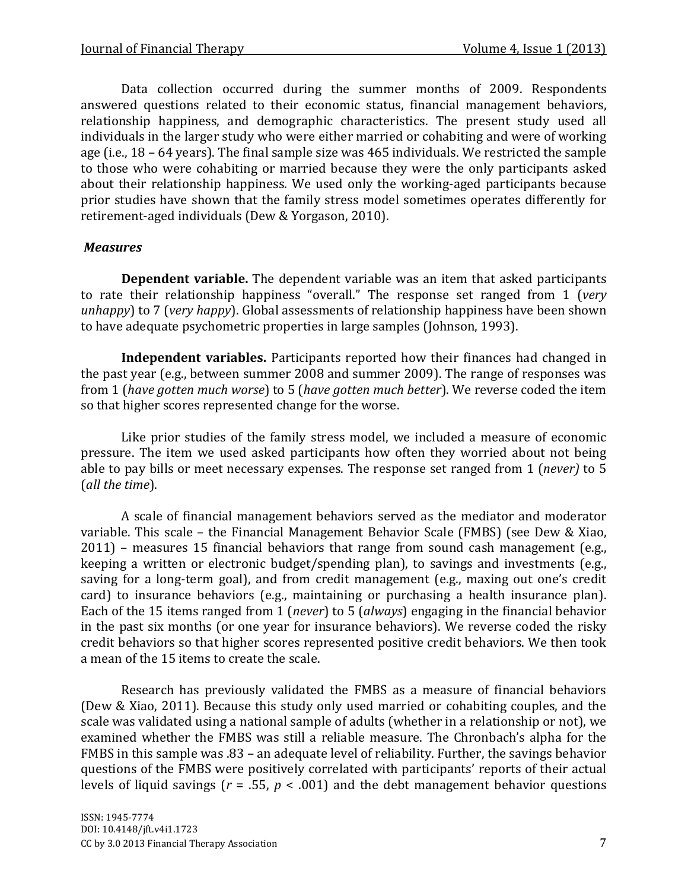Data collection occurred during the summer months of 2009. Respondents answered questions related to their economic status, financial management behaviors, relationship happiness, and demographic characteristics. The present study used all individuals in the larger study who were either married or cohabiting and were of working age (i.e., 18 – 64 years). The final sample size was 465 individuals. We restricted the sample to those who were cohabiting or married because they were the only participants asked about their relationship happiness. We used only the working-aged participants because prior studies have shown that the family stress model sometimes operates differently for retirement-aged individuals (Dew & Yorgason, 2010).

### *Measures*

**Dependent variable.** The dependent variable was an item that asked participants to rate their relationship happiness "overall." The response set ranged from 1 (*very unhappy*) to 7 (*very happy*). Global assessments of relationship happiness have been shown to have adequate psychometric properties in large samples (Johnson, 1993).

**Independent variables.** Participants reported how their finances had changed in the past year (e.g., between summer 2008 and summer 2009). The range of responses was from 1 (*have gotten much worse*) to 5 (*have gotten much better*). We reverse coded the item so that higher scores represented change for the worse.

Like prior studies of the family stress model, we included a measure of economic pressure. The item we used asked participants how often they worried about not being able to pay bills or meet necessary expenses. The response set ranged from 1 (*never)* to 5 (*all the time*).

A scale of financial management behaviors served as the mediator and moderator variable. This scale – the Financial Management Behavior Scale (FMBS) (see Dew & Xiao, 2011) – measures 15 financial behaviors that range from sound cash management (e.g., keeping a written or electronic budget/spending plan), to savings and investments (e.g., saving for a long-term goal), and from credit management (e.g., maxing out one's credit card) to insurance behaviors (e.g., maintaining or purchasing a health insurance plan). Each of the 15 items ranged from 1 (*never*) to 5 (*always*) engaging in the financial behavior in the past six months (or one year for insurance behaviors). We reverse coded the risky credit behaviors so that higher scores represented positive credit behaviors. We then took a mean of the 15 items to create the scale.

Research has previously validated the FMBS as a measure of financial behaviors (Dew & Xiao, 2011). Because this study only used married or cohabiting couples, and the scale was validated using a national sample of adults (whether in a relationship or not), we examined whether the FMBS was still a reliable measure. The Chronbach's alpha for the FMBS in this sample was .83 – an adequate level of reliability. Further, the savings behavior questions of the FMBS were positively correlated with participants' reports of their actual levels of liquid savings ($r$ = .55, $p$ < .001) and the debt management behavior questions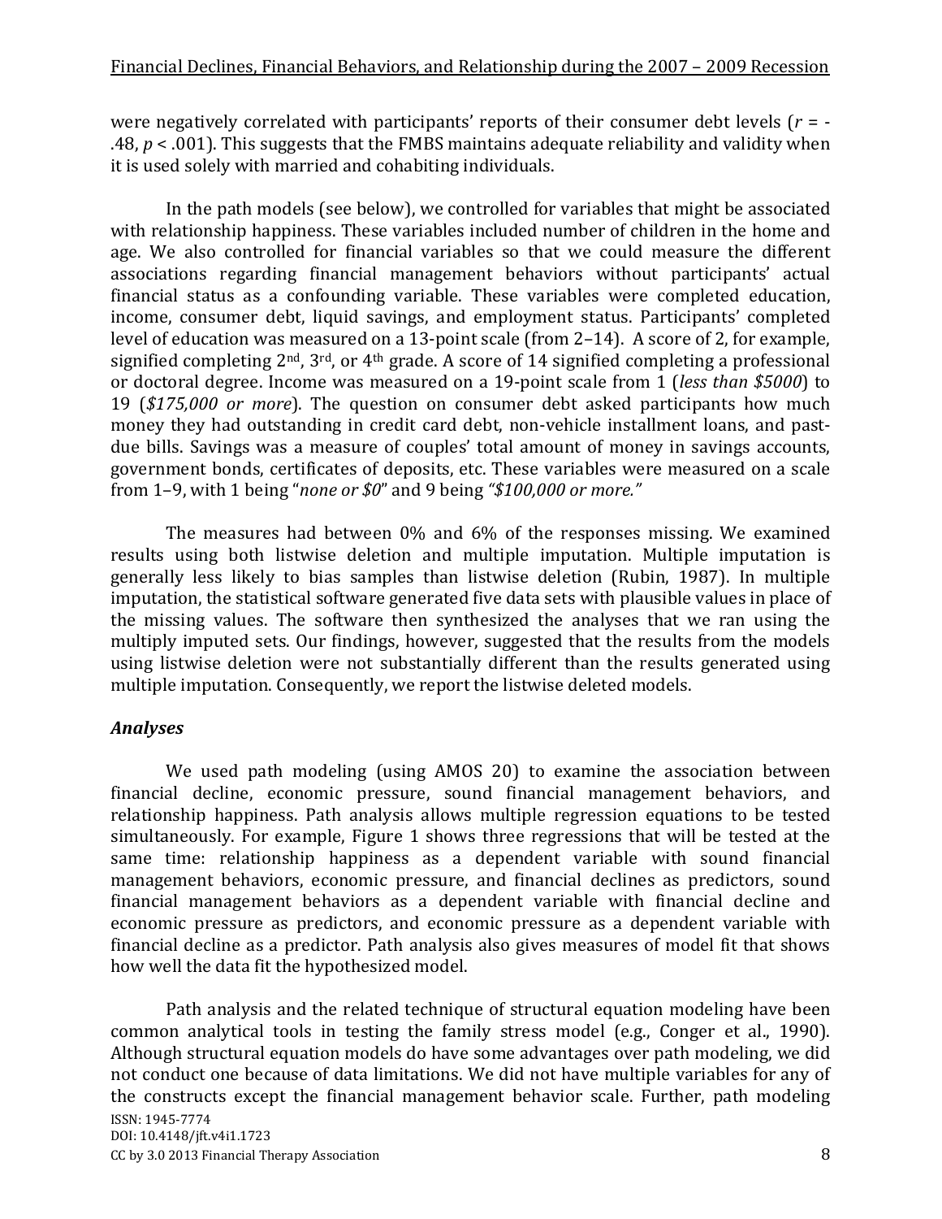were negatively correlated with participants' reports of their consumer debt levels ($r$ = -.48, $p < .001$). This suggests that the FMBS maintains adequate reliability and validity when it is used solely with married and cohabiting individuals.

In the path models (see below), we controlled for variables that might be associated with relationship happiness. These variables included number of children in the home and age. We also controlled for financial variables so that we could measure the different associations regarding financial management behaviors without participants' actual financial status as a confounding variable. These variables were completed education, income, consumer debt, liquid savings, and employment status. Participants' completed level of education was measured on a 13-point scale (from 2–14). A score of 2, for example, signified completing 2nd, 3rd, or 4th grade. A score of 14 signified completing a professional or doctoral degree. Income was measured on a 19-point scale from 1 (*less than $5000*) to 19 (*$175,000 or more*). The question on consumer debt asked participants how much money they had outstanding in credit card debt, non-vehicle installment loans, and past-due bills. Savings was a measure of couples' total amount of money in savings accounts, government bonds, certificates of deposits, etc. These variables were measured on a scale from 1–9, with 1 being "*none or $0*" and 9 being *"$100,000 or more."*

The measures had between 0% and 6% of the responses missing. We examined results using both listwise deletion and multiple imputation. Multiple imputation is generally less likely to bias samples than listwise deletion (Rubin, 1987). In multiple imputation, the statistical software generated five data sets with plausible values in place of the missing values. The software then synthesized the analyses that we ran using the multiply imputed sets. Our findings, however, suggested that the results from the models using listwise deletion were not substantially different than the results generated using multiple imputation. Consequently, we report the listwise deleted models.

### *Analyses*

We used path modeling (using AMOS 20) to examine the association between financial decline, economic pressure, sound financial management behaviors, and relationship happiness. Path analysis allows multiple regression equations to be tested simultaneously. For example, Figure 1 shows three regressions that will be tested at the same time: relationship happiness as a dependent variable with sound financial management behaviors, economic pressure, and financial declines as predictors, sound financial management behaviors as a dependent variable with financial decline and economic pressure as predictors, and economic pressure as a dependent variable with financial decline as a predictor. Path analysis also gives measures of model fit that shows how well the data fit the hypothesized model.

Path analysis and the related technique of structural equation modeling have been common analytical tools in testing the family stress model (e.g., Conger et al., 1990). Although structural equation models do have some advantages over path modeling, we did not conduct one because of data limitations. We did not have multiple variables for any of the constructs except the financial management behavior scale. Further, path modeling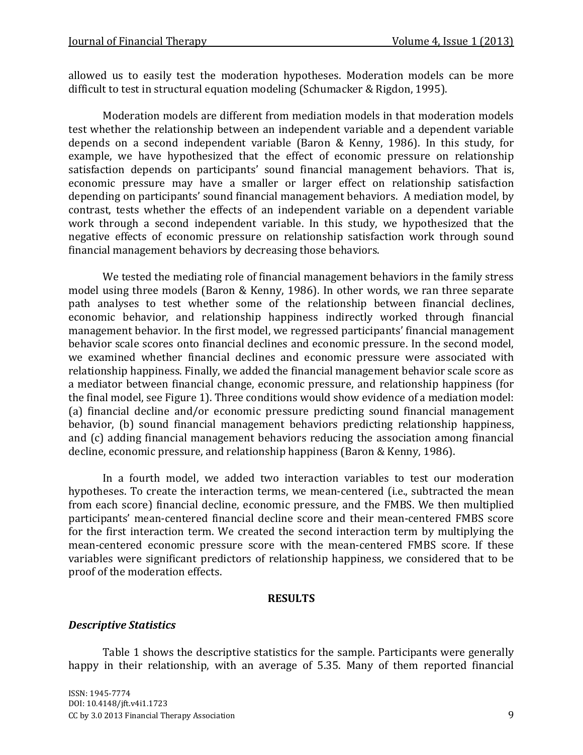allowed us to easily test the moderation hypotheses. Moderation models can be more difficult to test in structural equation modeling (Schumacker & Rigdon, 1995).

Moderation models are different from mediation models in that moderation models test whether the relationship between an independent variable and a dependent variable depends on a second independent variable (Baron & Kenny, 1986). In this study, for example, we have hypothesized that the effect of economic pressure on relationship satisfaction depends on participants' sound financial management behaviors. That is, economic pressure may have a smaller or larger effect on relationship satisfaction depending on participants' sound financial management behaviors. A mediation model, by contrast, tests whether the effects of an independent variable on a dependent variable work through a second independent variable. In this study, we hypothesized that the negative effects of economic pressure on relationship satisfaction work through sound financial management behaviors by decreasing those behaviors.

We tested the mediating role of financial management behaviors in the family stress model using three models (Baron & Kenny, 1986). In other words, we ran three separate path analyses to test whether some of the relationship between financial declines, economic behavior, and relationship happiness indirectly worked through financial management behavior. In the first model, we regressed participants' financial management behavior scale scores onto financial declines and economic pressure. In the second model, we examined whether financial declines and economic pressure were associated with relationship happiness. Finally, we added the financial management behavior scale score as a mediator between financial change, economic pressure, and relationship happiness (for the final model, see Figure 1). Three conditions would show evidence of a mediation model: (a) financial decline and/or economic pressure predicting sound financial management behavior, (b) sound financial management behaviors predicting relationship happiness, and (c) adding financial management behaviors reducing the association among financial decline, economic pressure, and relationship happiness (Baron & Kenny, 1986).

In a fourth model, we added two interaction variables to test our moderation hypotheses. To create the interaction terms, we mean-centered (i.e., subtracted the mean from each score) financial decline, economic pressure, and the FMBS. We then multiplied participants' mean-centered financial decline score and their mean-centered FMBS score for the first interaction term. We created the second interaction term by multiplying the mean-centered economic pressure score with the mean-centered FMBS score. If these variables were significant predictors of relationship happiness, we considered that to be proof of the moderation effects.

## RESULTS

### *Descriptive Statistics*

Table 1 shows the descriptive statistics for the sample. Participants were generally happy in their relationship, with an average of 5.35. Many of them reported financial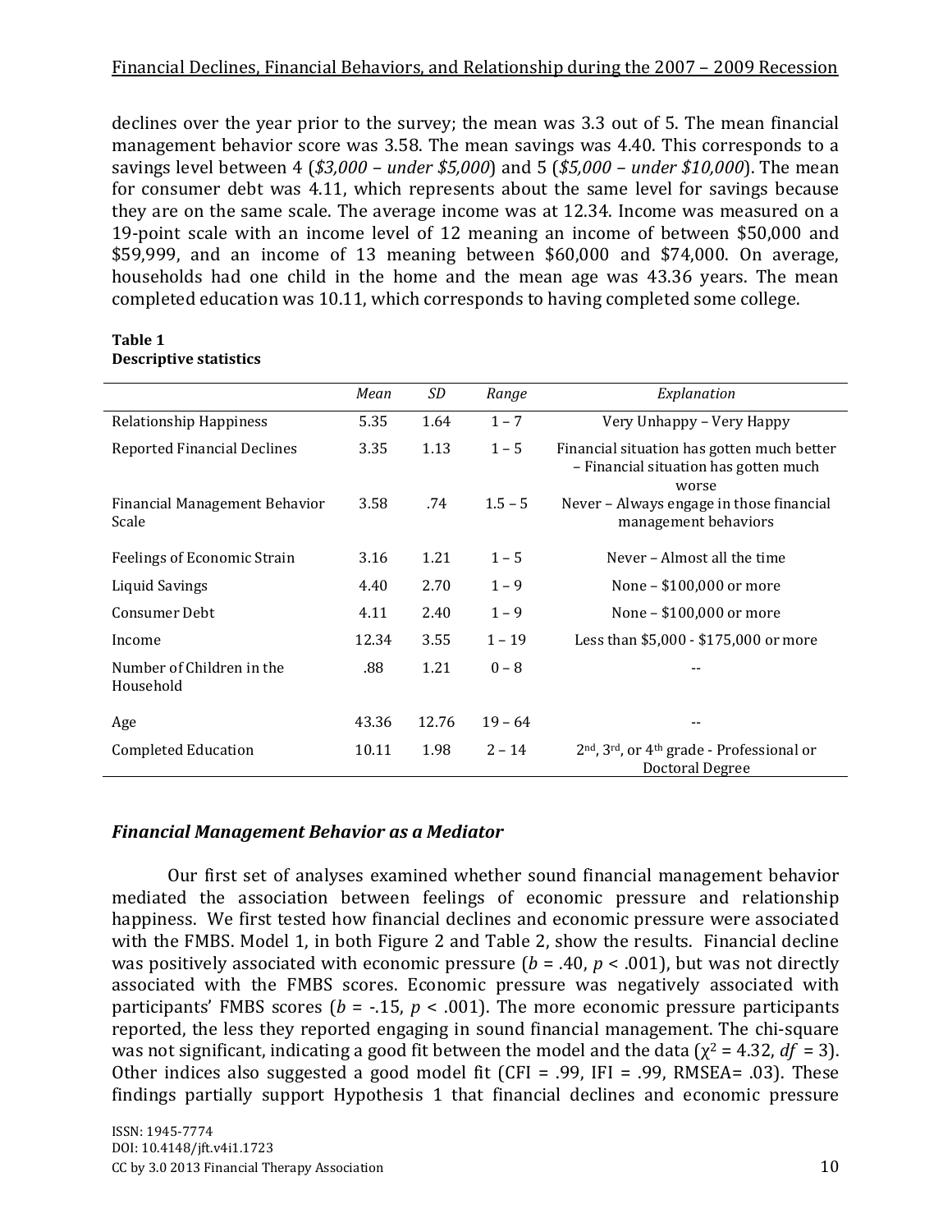declines over the year prior to the survey; the mean was 3.3 out of 5. The mean financial management behavior score was 3.58. The mean savings was 4.40. This corresponds to a savings level between 4 (*$3,000 – under $5,000*) and 5 (*$5,000 – under $10,000*). The mean for consumer debt was 4.11, which represents about the same level for savings because they are on the same scale. The average income was at 12.34. Income was measured on a 19-point scale with an income level of 12 meaning an income of between $50,000 and $59,999, and an income of 13 meaning between $60,000 and $74,000. On average, households had one child in the home and the mean age was 43.36 years. The mean completed education was 10.11, which corresponds to having completed some college.

**Table 1**
**Descriptive statistics**

| | *Mean* | *SD* | *Range* | *Explanation* |
|---|---|---|---|---|
| Relationship Happiness | 5.35 | 1.64 | 1 – 7 | Very Unhappy – Very Happy |
| Reported Financial Declines | 3.35 | 1.13 | 1 – 5 | Financial situation has gotten much better – Financial situation has gotten much worse |
| Financial Management Behavior Scale | 3.58 | .74 | 1.5 – 5 | Never – Always engage in those financial management behaviors |
| Feelings of Economic Strain | 3.16 | 1.21 | 1 – 5 | Never – Almost all the time |
| Liquid Savings | 4.40 | 2.70 | 1 – 9 | None – $100,000 or more |
| Consumer Debt | 4.11 | 2.40 | 1 – 9 | None – $100,000 or more |
| Income | 12.34 | 3.55 | 1 – 19 | Less than $5,000 - $175,000 or more |
| Number of Children in the Household | .88 | 1.21 | 0 – 8 | -- |
| Age | 43.36 | 12.76 | 19 – 64 | -- |
| Completed Education | 10.11 | 1.98 | 2 – 14 | 2nd, 3rd, or 4th grade - Professional or Doctoral Degree |

### *Financial Management Behavior as a Mediator*

Our first set of analyses examined whether sound financial management behavior mediated the association between feelings of economic pressure and relationship happiness. We first tested how financial declines and economic pressure were associated with the FMBS. Model 1, in both Figure 2 and Table 2, show the results. Financial decline was positively associated with economic pressure ($b = .40$, $p < .001$), but was not directly associated with the FMBS scores. Economic pressure was negatively associated with participants' FMBS scores ($b = -.15$, $p < .001$). The more economic pressure participants reported, the less they reported engaging in sound financial management. The chi-square was not significant, indicating a good fit between the model and the data ($\chi^2 = 4.32$, $df = 3$). Other indices also suggested a good model fit (CFI = .99, IFI = .99, RMSEA= .03). These findings partially support Hypothesis 1 that financial declines and economic pressure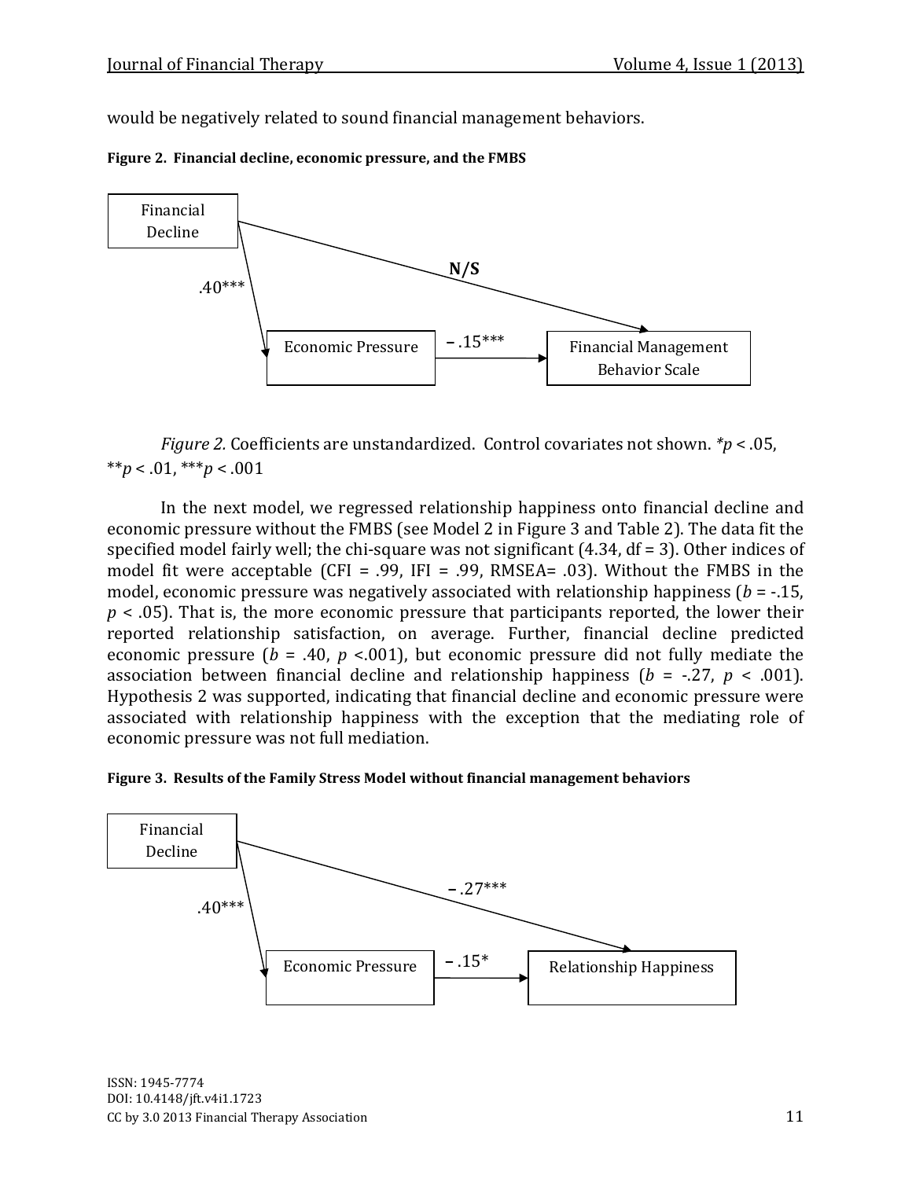would be negatively related to sound financial management behaviors.

**Figure 2. Financial decline, economic pressure, and the FMBS**

Financial Decline → Economic Pressure: .40***

Economic Pressure → Financial Management Behavior Scale: – .15***

Financial Decline → Financial Management Behavior Scale: **N/S**

*Figure 2.* Coefficients are unstandardized. Control covariates not shown. *$p < .05$, **$p < .01$, ***$p < .001$

In the next model, we regressed relationship happiness onto financial decline and economic pressure without the FMBS (see Model 2 in Figure 3 and Table 2). The data fit the specified model fairly well; the chi-square was not significant (4.34, df = 3). Other indices of model fit were acceptable (CFI = .99, IFI = .99, RMSEA= .03). Without the FMBS in the model, economic pressure was negatively associated with relationship happiness ($b$ = -.15, $p < .05$). That is, the more economic pressure that participants reported, the lower their reported relationship satisfaction, on average. Further, financial decline predicted economic pressure ($b$ = .40, $p$ <.001), but economic pressure did not fully mediate the association between financial decline and relationship happiness ($b$ = -.27, $p < .001$). Hypothesis 2 was supported, indicating that financial decline and economic pressure were associated with relationship happiness with the exception that the mediating role of economic pressure was not full mediation.

**Figure 3. Results of the Family Stress Model without financial management behaviors**

Financial Decline → Economic Pressure: .40***

Economic Pressure → Relationship Happiness: – .15*

Financial Decline → Relationship Happiness: – .27***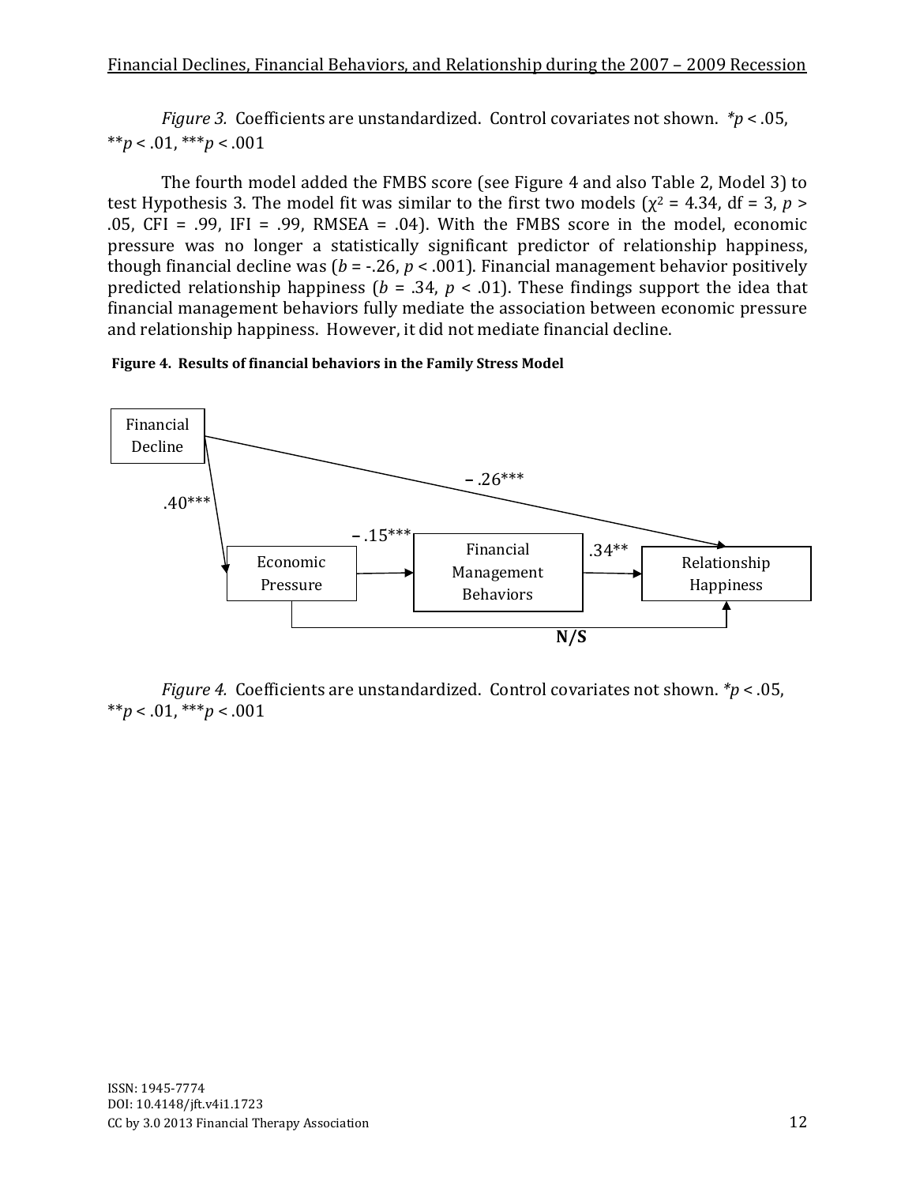*Figure 3.* Coefficients are unstandardized. Control covariates not shown. $^{*}p < .05$, $^{**}p < .01$, $^{***}p < .001$

The fourth model added the FMBS score (see Figure 4 and also Table 2, Model 3) to test Hypothesis 3. The model fit was similar to the first two models ($\chi^2 = 4.34$, df = 3, $p > .05$, CFI = .99, IFI = .99, RMSEA = .04). With the FMBS score in the model, economic pressure was no longer a statistically significant predictor of relationship happiness, though financial decline was ($b = -.26$, $p < .001$). Financial management behavior positively predicted relationship happiness ($b = .34$, $p < .01$). These findings support the idea that financial management behaviors fully mediate the association between economic pressure and relationship happiness. However, it did not mediate financial decline.

**Figure 4. Results of financial behaviors in the Family Stress Model**

Financial Decline → Economic Pressure: .40***

Financial Decline → Relationship Happiness: – .26***

Economic Pressure → Financial Management Behaviors: – .15***

Financial Management Behaviors → Relationship Happiness: .34**

Economic Pressure → Relationship Happiness: **N/S**

*Figure 4.* Coefficients are unstandardized. Control covariates not shown. $^{*}p < .05$, $^{**}p < .01$, $^{***}p < .001$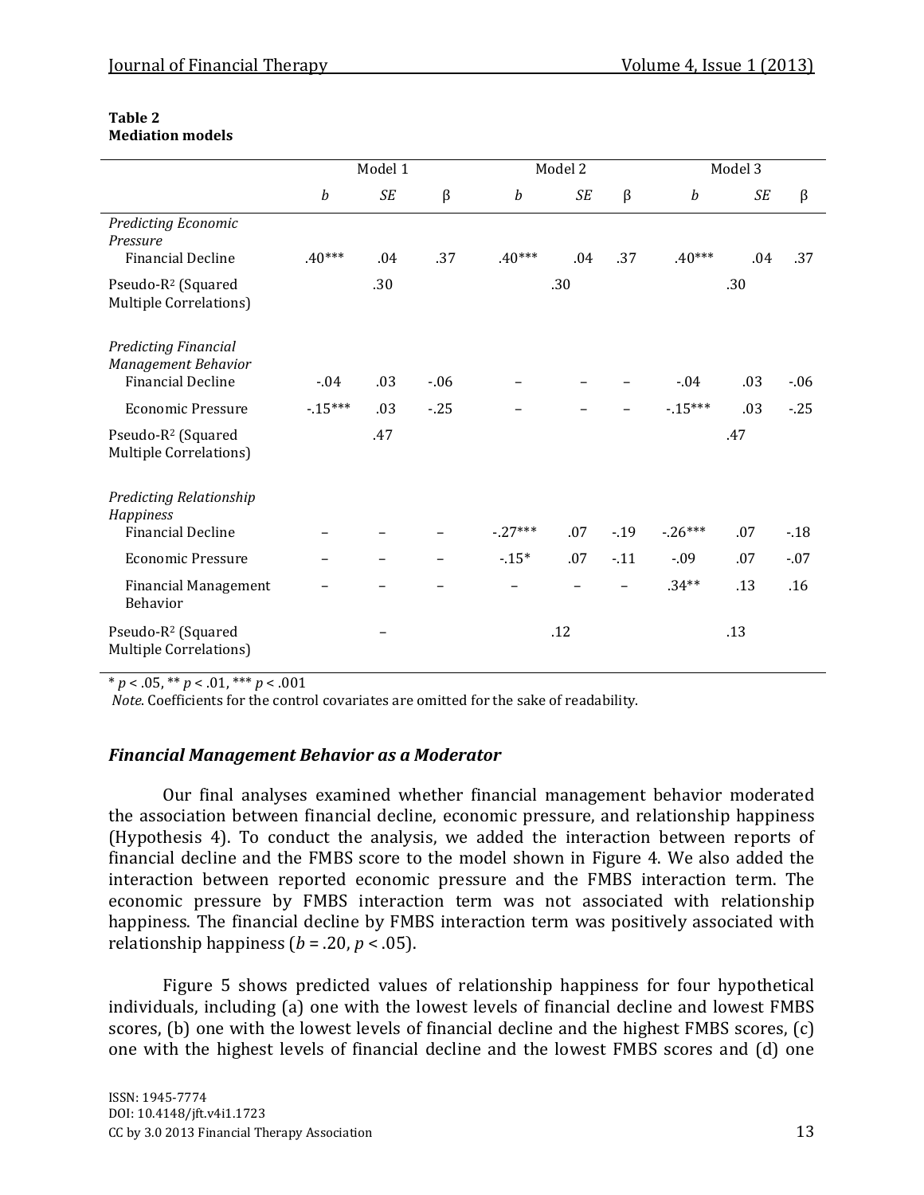**Table 2**
**Mediation models**

| | Model 1 | | | Model 2 | | | Model 3 | | |
|---|---|---|---|---|---|---|---|---|---|
| | *b* | *SE* | β | *b* | *SE* | β | *b* | *SE* | β |
| *Predicting Economic Pressure* | | | | | | | | | |
| Financial Decline | .40*** | .04 | .37 | .40*** | .04 | .37 | .40*** | .04 | .37 |
| Pseudo-$R^2$ (Squared Multiple Correlations) | | .30 | | | .30 | | | .30 | |
| *Predicting Financial Management Behavior* | | | | | | | | | |
| Financial Decline | -.04 | .03 | -.06 | – | – | – | -.04 | .03 | -.06 |
| Economic Pressure | -.15*** | .03 | -.25 | – | – | – | -.15*** | .03 | -.25 |
| Pseudo-$R^2$ (Squared Multiple Correlations) | | .47 | | | | | | .47 | |
| *Predicting Relationship Happiness* | | | | | | | | | |
| Financial Decline | – | – | – | -.27*** | .07 | -.19 | -.26*** | .07 | -.18 |
| Economic Pressure | – | – | – | -.15* | .07 | -.11 | -.09 | .07 | -.07 |
| Financial Management Behavior | – | – | – | – | – | – | .34** | .13 | .16 |
| Pseudo-$R^2$ (Squared Multiple Correlations) | | – | | | .12 | | | .13 | |

\* $p < .05$, ** $p < .01$, *** $p < .001$

*Note*. Coefficients for the control covariates are omitted for the sake of readability.

### *Financial Management Behavior as a Moderator*

Our final analyses examined whether financial management behavior moderated the association between financial decline, economic pressure, and relationship happiness (Hypothesis 4). To conduct the analysis, we added the interaction between reports of financial decline and the FMBS score to the model shown in Figure 4. We also added the interaction between reported economic pressure and the FMBS interaction term. The economic pressure by FMBS interaction term was not associated with relationship happiness. The financial decline by FMBS interaction term was positively associated with relationship happiness ($b = .20$, $p < .05$).

Figure 5 shows predicted values of relationship happiness for four hypothetical individuals, including (a) one with the lowest levels of financial decline and lowest FMBS scores, (b) one with the lowest levels of financial decline and the highest FMBS scores, (c) one with the highest levels of financial decline and the lowest FMBS scores and (d) one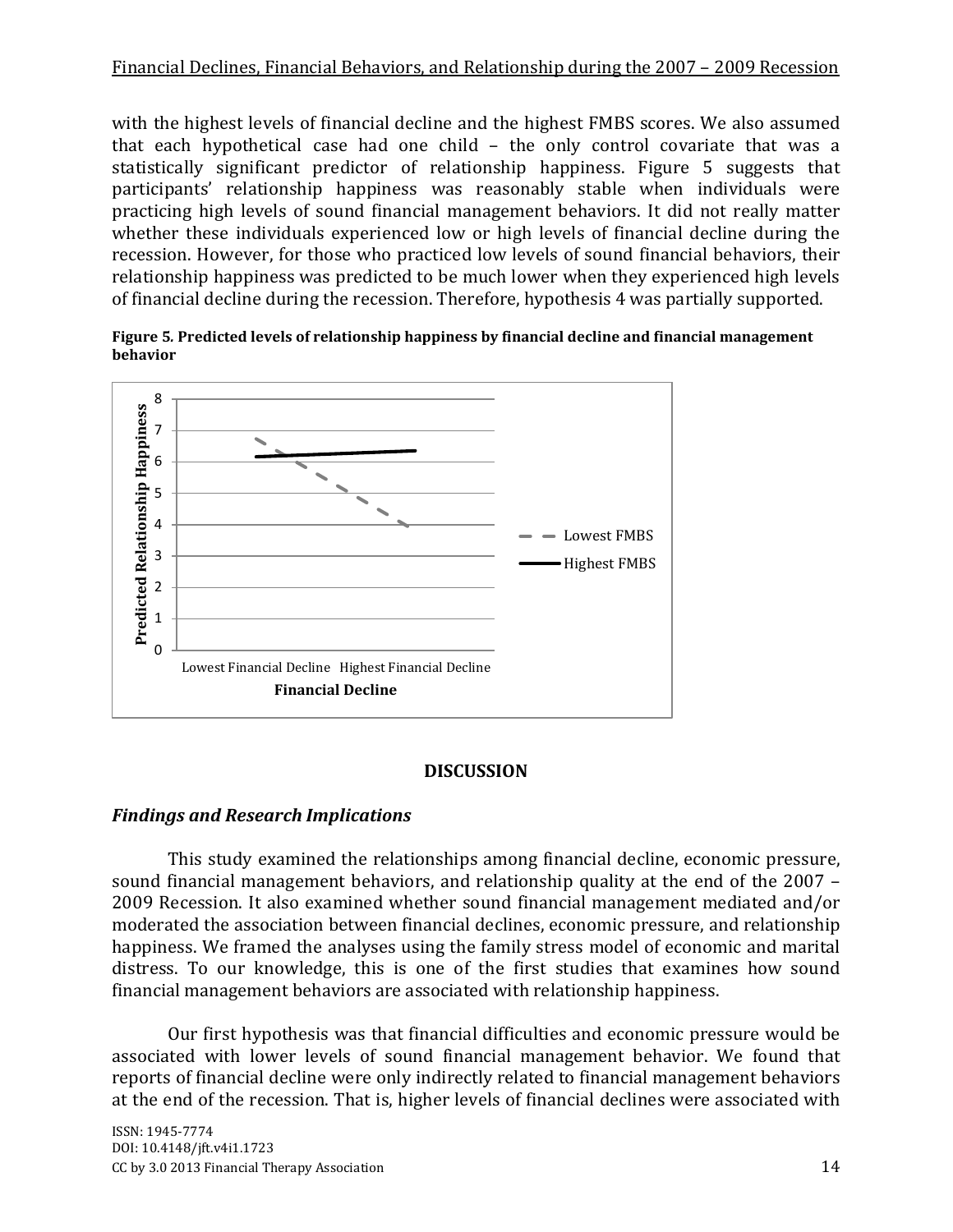with the highest levels of financial decline and the highest FMBS scores. We also assumed that each hypothetical case had one child – the only control covariate that was a statistically significant predictor of relationship happiness. Figure 5 suggests that participants' relationship happiness was reasonably stable when individuals were practicing high levels of sound financial management behaviors. It did not really matter whether these individuals experienced low or high levels of financial decline during the recession. However, for those who practiced low levels of sound financial behaviors, their relationship happiness was predicted to be much lower when they experienced high levels of financial decline during the recession. Therefore, hypothesis 4 was partially supported.

**Figure 5. Predicted levels of relationship happiness by financial decline and financial management behavior**

## DISCUSSION

### *Findings and Research Implications*

This study examined the relationships among financial decline, economic pressure, sound financial management behaviors, and relationship quality at the end of the 2007 – 2009 Recession. It also examined whether sound financial management mediated and/or moderated the association between financial declines, economic pressure, and relationship happiness. We framed the analyses using the family stress model of economic and marital distress. To our knowledge, this is one of the first studies that examines how sound financial management behaviors are associated with relationship happiness.

Our first hypothesis was that financial difficulties and economic pressure would be associated with lower levels of sound financial management behavior. We found that reports of financial decline were only indirectly related to financial management behaviors at the end of the recession. That is, higher levels of financial declines were associated with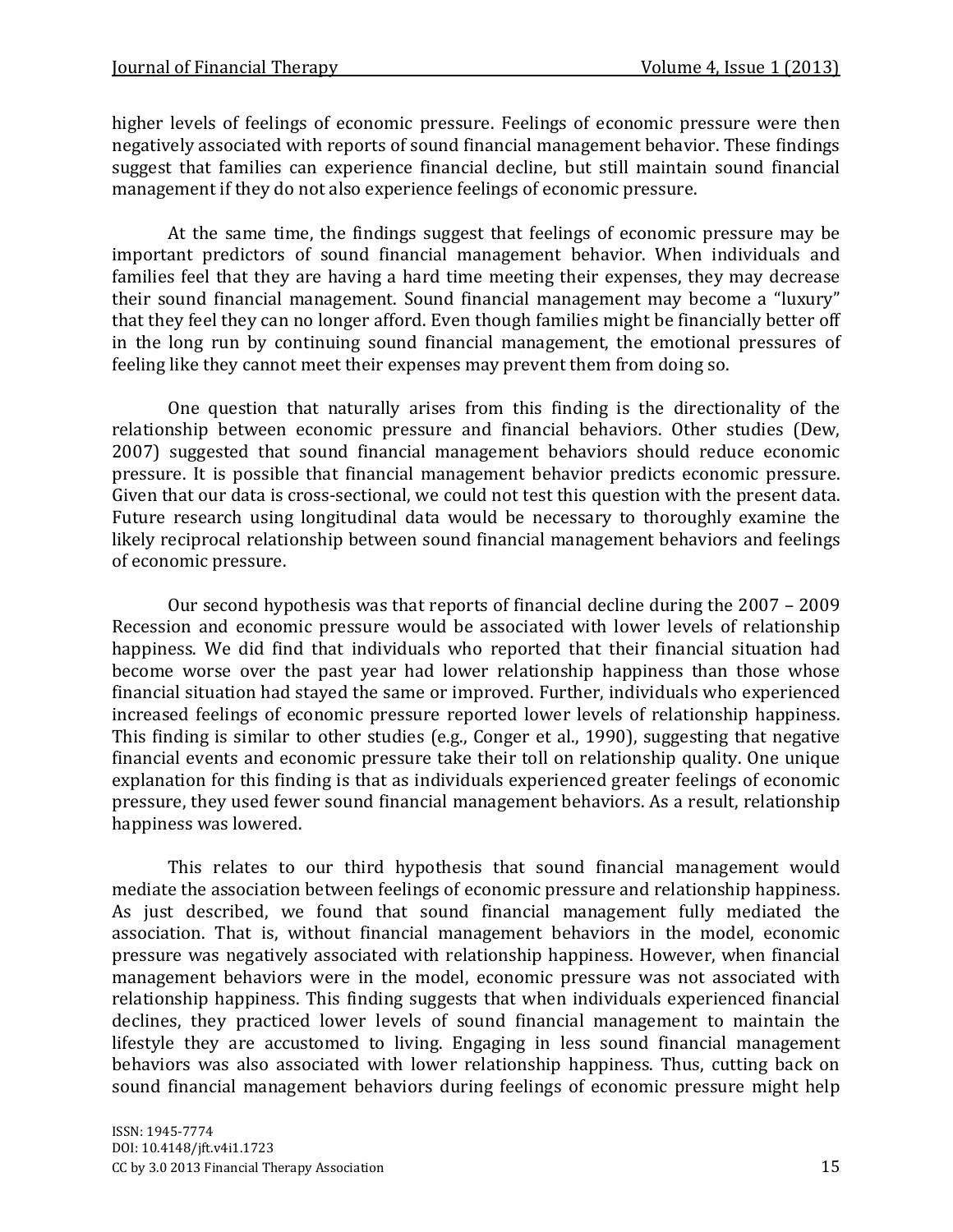higher levels of feelings of economic pressure. Feelings of economic pressure were then negatively associated with reports of sound financial management behavior. These findings suggest that families can experience financial decline, but still maintain sound financial management if they do not also experience feelings of economic pressure.

At the same time, the findings suggest that feelings of economic pressure may be important predictors of sound financial management behavior. When individuals and families feel that they are having a hard time meeting their expenses, they may decrease their sound financial management. Sound financial management may become a "luxury" that they feel they can no longer afford. Even though families might be financially better off in the long run by continuing sound financial management, the emotional pressures of feeling like they cannot meet their expenses may prevent them from doing so.

One question that naturally arises from this finding is the directionality of the relationship between economic pressure and financial behaviors. Other studies (Dew, 2007) suggested that sound financial management behaviors should reduce economic pressure. It is possible that financial management behavior predicts economic pressure. Given that our data is cross-sectional, we could not test this question with the present data. Future research using longitudinal data would be necessary to thoroughly examine the likely reciprocal relationship between sound financial management behaviors and feelings of economic pressure.

Our second hypothesis was that reports of financial decline during the 2007 – 2009 Recession and economic pressure would be associated with lower levels of relationship happiness. We did find that individuals who reported that their financial situation had become worse over the past year had lower relationship happiness than those whose financial situation had stayed the same or improved. Further, individuals who experienced increased feelings of economic pressure reported lower levels of relationship happiness. This finding is similar to other studies (e.g., Conger et al., 1990), suggesting that negative financial events and economic pressure take their toll on relationship quality. One unique explanation for this finding is that as individuals experienced greater feelings of economic pressure, they used fewer sound financial management behaviors. As a result, relationship happiness was lowered.

This relates to our third hypothesis that sound financial management would mediate the association between feelings of economic pressure and relationship happiness. As just described, we found that sound financial management fully mediated the association. That is, without financial management behaviors in the model, economic pressure was negatively associated with relationship happiness. However, when financial management behaviors were in the model, economic pressure was not associated with relationship happiness. This finding suggests that when individuals experienced financial declines, they practiced lower levels of sound financial management to maintain the lifestyle they are accustomed to living. Engaging in less sound financial management behaviors was also associated with lower relationship happiness. Thus, cutting back on sound financial management behaviors during feelings of economic pressure might help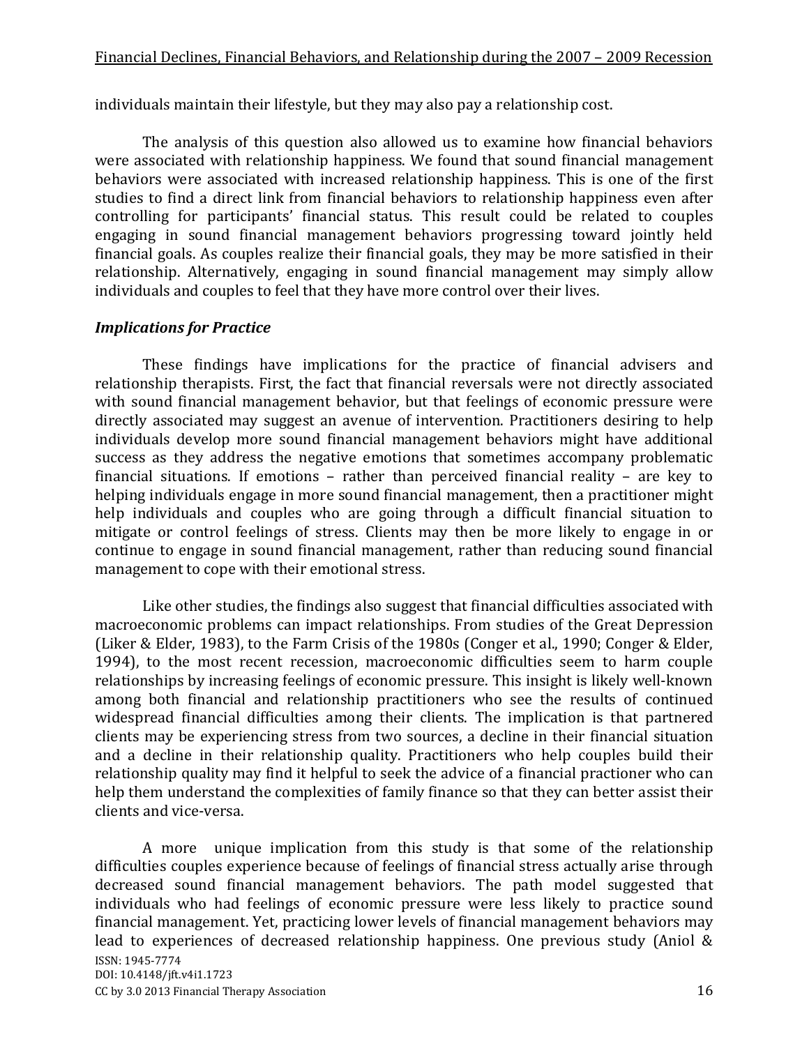individuals maintain their lifestyle, but they may also pay a relationship cost.

The analysis of this question also allowed us to examine how financial behaviors were associated with relationship happiness. We found that sound financial management behaviors were associated with increased relationship happiness. This is one of the first studies to find a direct link from financial behaviors to relationship happiness even after controlling for participants' financial status. This result could be related to couples engaging in sound financial management behaviors progressing toward jointly held financial goals. As couples realize their financial goals, they may be more satisfied in their relationship. Alternatively, engaging in sound financial management may simply allow individuals and couples to feel that they have more control over their lives.

### *Implications for Practice*

These findings have implications for the practice of financial advisers and relationship therapists. First, the fact that financial reversals were not directly associated with sound financial management behavior, but that feelings of economic pressure were directly associated may suggest an avenue of intervention. Practitioners desiring to help individuals develop more sound financial management behaviors might have additional success as they address the negative emotions that sometimes accompany problematic financial situations. If emotions – rather than perceived financial reality – are key to helping individuals engage in more sound financial management, then a practitioner might help individuals and couples who are going through a difficult financial situation to mitigate or control feelings of stress. Clients may then be more likely to engage in or continue to engage in sound financial management, rather than reducing sound financial management to cope with their emotional stress.

Like other studies, the findings also suggest that financial difficulties associated with macroeconomic problems can impact relationships. From studies of the Great Depression (Liker & Elder, 1983), to the Farm Crisis of the 1980s (Conger et al., 1990; Conger & Elder, 1994), to the most recent recession, macroeconomic difficulties seem to harm couple relationships by increasing feelings of economic pressure. This insight is likely well-known among both financial and relationship practitioners who see the results of continued widespread financial difficulties among their clients. The implication is that partnered clients may be experiencing stress from two sources, a decline in their financial situation and a decline in their relationship quality. Practitioners who help couples build their relationship quality may find it helpful to seek the advice of a financial practioner who can help them understand the complexities of family finance so that they can better assist their clients and vice-versa.

A more unique implication from this study is that some of the relationship difficulties couples experience because of feelings of financial stress actually arise through decreased sound financial management behaviors. The path model suggested that individuals who had feelings of economic pressure were less likely to practice sound financial management. Yet, practicing lower levels of financial management behaviors may lead to experiences of decreased relationship happiness. One previous study (Aniol &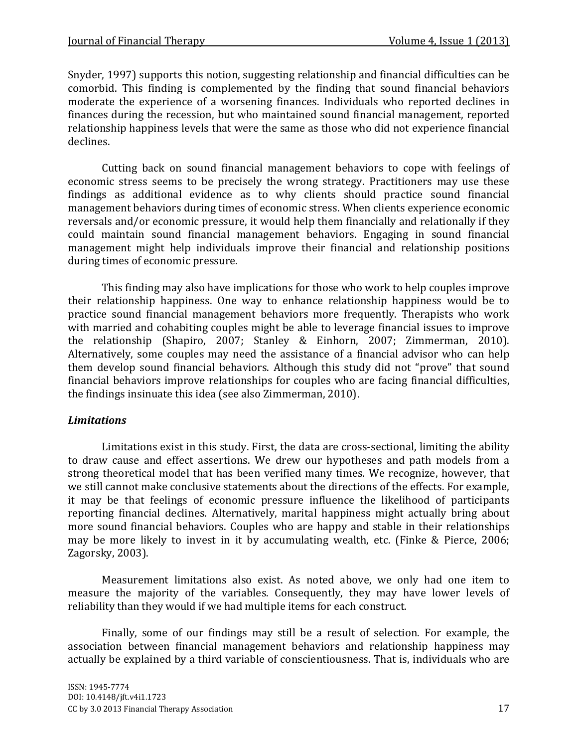Snyder, 1997) supports this notion, suggesting relationship and financial difficulties can be comorbid. This finding is complemented by the finding that sound financial behaviors moderate the experience of a worsening finances. Individuals who reported declines in finances during the recession, but who maintained sound financial management, reported relationship happiness levels that were the same as those who did not experience financial declines.

Cutting back on sound financial management behaviors to cope with feelings of economic stress seems to be precisely the wrong strategy. Practitioners may use these findings as additional evidence as to why clients should practice sound financial management behaviors during times of economic stress. When clients experience economic reversals and/or economic pressure, it would help them financially and relationally if they could maintain sound financial management behaviors. Engaging in sound financial management might help individuals improve their financial and relationship positions during times of economic pressure.

This finding may also have implications for those who work to help couples improve their relationship happiness. One way to enhance relationship happiness would be to practice sound financial management behaviors more frequently. Therapists who work with married and cohabiting couples might be able to leverage financial issues to improve the relationship (Shapiro, 2007; Stanley & Einhorn, 2007; Zimmerman, 2010). Alternatively, some couples may need the assistance of a financial advisor who can help them develop sound financial behaviors. Although this study did not "prove" that sound financial behaviors improve relationships for couples who are facing financial difficulties, the findings insinuate this idea (see also Zimmerman, 2010).

### *Limitations*

Limitations exist in this study. First, the data are cross-sectional, limiting the ability to draw cause and effect assertions. We drew our hypotheses and path models from a strong theoretical model that has been verified many times. We recognize, however, that we still cannot make conclusive statements about the directions of the effects. For example, it may be that feelings of economic pressure influence the likelihood of participants reporting financial declines. Alternatively, marital happiness might actually bring about more sound financial behaviors. Couples who are happy and stable in their relationships may be more likely to invest in it by accumulating wealth, etc. (Finke & Pierce, 2006; Zagorsky, 2003).

Measurement limitations also exist. As noted above, we only had one item to measure the majority of the variables. Consequently, they may have lower levels of reliability than they would if we had multiple items for each construct.

Finally, some of our findings may still be a result of selection. For example, the association between financial management behaviors and relationship happiness may actually be explained by a third variable of conscientiousness. That is, individuals who are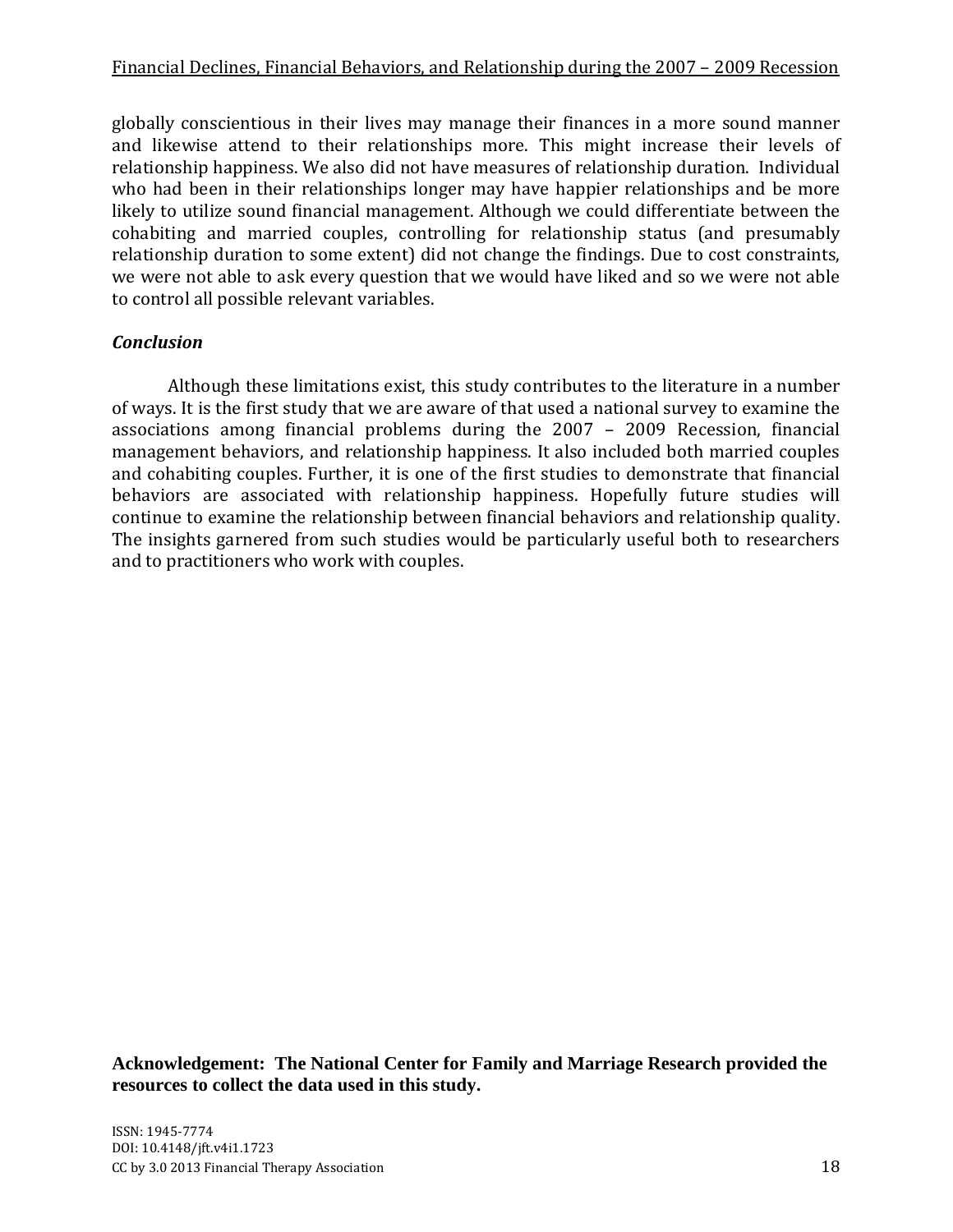globally conscientious in their lives may manage their finances in a more sound manner and likewise attend to their relationships more. This might increase their levels of relationship happiness. We also did not have measures of relationship duration. Individual who had been in their relationships longer may have happier relationships and be more likely to utilize sound financial management. Although we could differentiate between the cohabiting and married couples, controlling for relationship status (and presumably relationship duration to some extent) did not change the findings. Due to cost constraints, we were not able to ask every question that we would have liked and so we were not able to control all possible relevant variables.

### *Conclusion*

Although these limitations exist, this study contributes to the literature in a number of ways. It is the first study that we are aware of that used a national survey to examine the associations among financial problems during the 2007 – 2009 Recession, financial management behaviors, and relationship happiness. It also included both married couples and cohabiting couples. Further, it is one of the first studies to demonstrate that financial behaviors are associated with relationship happiness. Hopefully future studies will continue to examine the relationship between financial behaviors and relationship quality. The insights garnered from such studies would be particularly useful both to researchers and to practitioners who work with couples.

**Acknowledgement: The National Center for Family and Marriage Research provided the resources to collect the data used in this study.**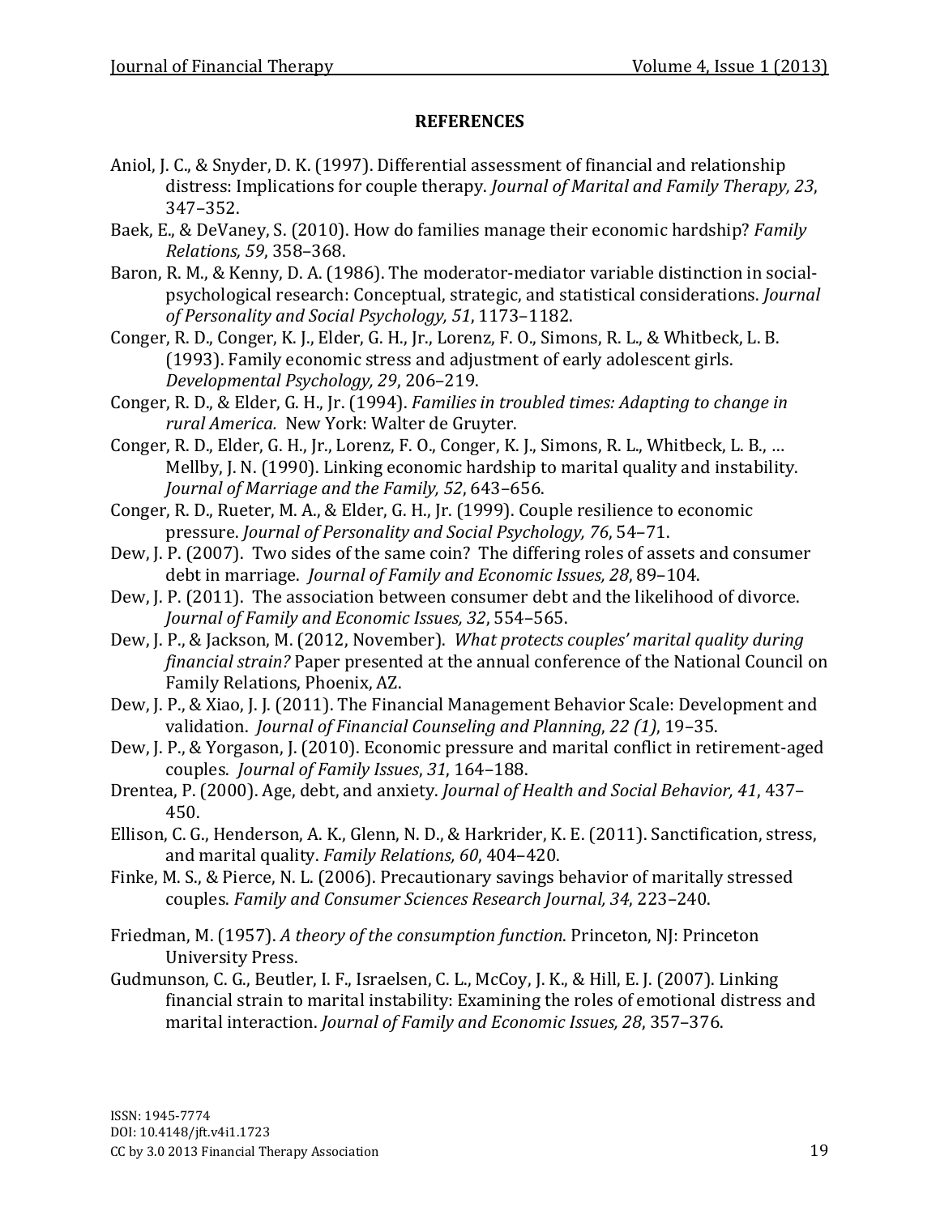## REFERENCES

Aniol, J. C., & Snyder, D. K. (1997). Differential assessment of financial and relationship distress: Implications for couple therapy. *Journal of Marital and Family Therapy, 23*, 347–352.

Baek, E., & DeVaney, S. (2010). How do families manage their economic hardship? *Family Relations, 59*, 358–368.

Baron, R. M., & Kenny, D. A. (1986). The moderator-mediator variable distinction in social-psychological research: Conceptual, strategic, and statistical considerations. *Journal of Personality and Social Psychology, 51*, 1173–1182.

Conger, R. D., Conger, K. J., Elder, G. H., Jr., Lorenz, F. O., Simons, R. L., & Whitbeck, L. B. (1993). Family economic stress and adjustment of early adolescent girls. *Developmental Psychology, 29*, 206–219.

Conger, R. D., & Elder, G. H., Jr. (1994). *Families in troubled times: Adapting to change in rural America.* New York: Walter de Gruyter.

Conger, R. D., Elder, G. H., Jr., Lorenz, F. O., Conger, K. J., Simons, R. L., Whitbeck, L. B., … Mellby, J. N. (1990). Linking economic hardship to marital quality and instability. *Journal of Marriage and the Family, 52*, 643–656.

Conger, R. D., Rueter, M. A., & Elder, G. H., Jr. (1999). Couple resilience to economic pressure. *Journal of Personality and Social Psychology, 76*, 54–71.

Dew, J. P. (2007). Two sides of the same coin? The differing roles of assets and consumer debt in marriage. *Journal of Family and Economic Issues, 28*, 89–104.

Dew, J. P. (2011). The association between consumer debt and the likelihood of divorce. *Journal of Family and Economic Issues, 32*, 554–565.

Dew, J. P., & Jackson, M. (2012, November). *What protects couples' marital quality during financial strain?* Paper presented at the annual conference of the National Council on Family Relations, Phoenix, AZ.

Dew, J. P., & Xiao, J. J. (2011). The Financial Management Behavior Scale: Development and validation. *Journal of Financial Counseling and Planning*, *22 (1)*, 19–35.

Dew, J. P., & Yorgason, J. (2010). Economic pressure and marital conflict in retirement-aged couples. *Journal of Family Issues*, *31*, 164–188.

Drentea, P. (2000). Age, debt, and anxiety. *Journal of Health and Social Behavior, 41*, 437–450.

Ellison, C. G., Henderson, A. K., Glenn, N. D., & Harkrider, K. E. (2011). Sanctification, stress, and marital quality. *Family Relations, 60*, 404–420.

Finke, M. S., & Pierce, N. L. (2006). Precautionary savings behavior of maritally stressed couples. *Family and Consumer Sciences Research Journal, 34*, 223–240.

Friedman, M. (1957). *A theory of the consumption function*. Princeton, NJ: Princeton University Press.

Gudmunson, C. G., Beutler, I. F., Israelsen, C. L., McCoy, J. K., & Hill, E. J. (2007). Linking financial strain to marital instability: Examining the roles of emotional distress and marital interaction. *Journal of Family and Economic Issues, 28*, 357–376.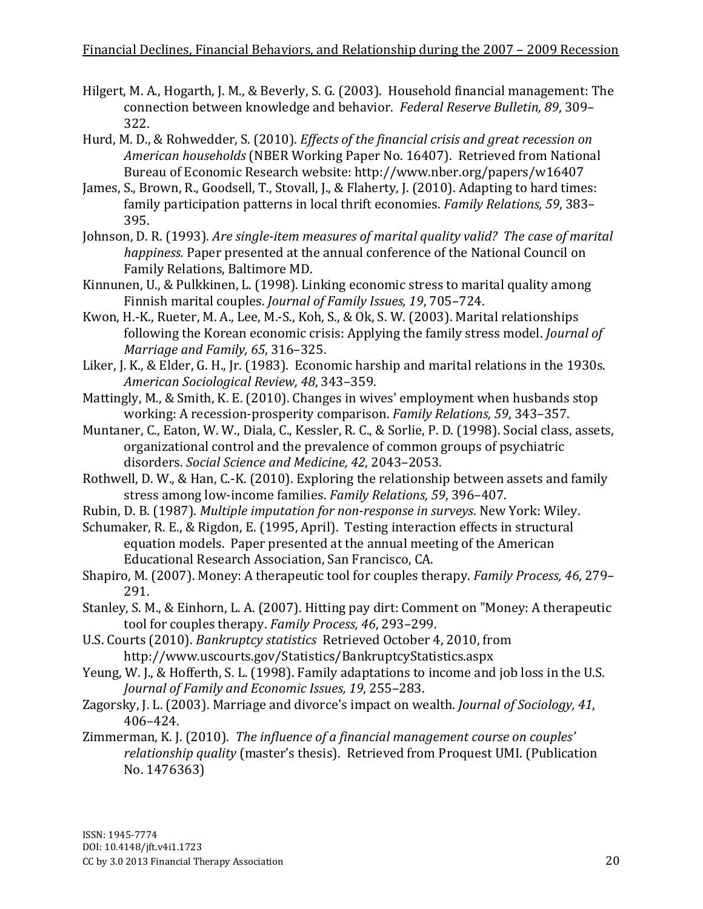Hilgert, M. A., Hogarth, J. M., & Beverly, S. G. (2003). Household financial management: The connection between knowledge and behavior. *Federal Reserve Bulletin, 89*, 309–322.

Hurd, M. D., & Rohwedder, S. (2010). *Effects of the financial crisis and great recession on American households* (NBER Working Paper No. 16407). Retrieved from National Bureau of Economic Research website: http://www.nber.org/papers/w16407

James, S., Brown, R., Goodsell, T., Stovall, J., & Flaherty, J. (2010). Adapting to hard times: family participation patterns in local thrift economies. *Family Relations, 59*, 383–395.

Johnson, D. R. (1993). *Are single-item measures of marital quality valid? The case of marital happiness.* Paper presented at the annual conference of the National Council on Family Relations, Baltimore MD.

Kinnunen, U., & Pulkkinen, L. (1998). Linking economic stress to marital quality among Finnish marital couples. *Journal of Family Issues, 19*, 705–724.

Kwon, H.-K., Rueter, M. A., Lee, M.-S., Koh, S., & Ok, S. W. (2003). Marital relationships following the Korean economic crisis: Applying the family stress model. *Journal of Marriage and Family, 65*, 316–325.

Liker, J. K., & Elder, G. H., Jr. (1983). Economic harship and marital relations in the 1930s. *American Sociological Review, 48*, 343–359.

Mattingly, M., & Smith, K. E. (2010). Changes in wives' employment when husbands stop working: A recession-prosperity comparison. *Family Relations, 59*, 343–357.

Muntaner, C., Eaton, W. W., Diala, C., Kessler, R. C., & Sorlie, P. D. (1998). Social class, assets, organizational control and the prevalence of common groups of psychiatric disorders. *Social Science and Medicine, 42*, 2043–2053.

Rothwell, D. W., & Han, C.-K. (2010). Exploring the relationship between assets and family stress among low-income families. *Family Relations, 59*, 396–407.

Rubin, D. B. (1987). *Multiple imputation for non-response in surveys*. New York: Wiley.

Schumaker, R. E., & Rigdon, E. (1995, April). Testing interaction effects in structural equation models. Paper presented at the annual meeting of the American Educational Research Association, San Francisco, CA.

Shapiro, M. (2007). Money: A therapeutic tool for couples therapy. *Family Process, 46*, 279–291.

Stanley, S. M., & Einhorn, L. A. (2007). Hitting pay dirt: Comment on "Money: A therapeutic tool for couples therapy. *Family Process, 46*, 293–299.

U.S. Courts (2010). *Bankruptcy statistics* Retrieved October 4, 2010, from http://www.uscourts.gov/Statistics/BankruptcyStatistics.aspx

Yeung, W. J., & Hofferth, S. L. (1998). Family adaptations to income and job loss in the U.S. *Journal of Family and Economic Issues, 19*, 255–283.

Zagorsky, J. L. (2003). Marriage and divorce's impact on wealth. *Journal of Sociology, 41*, 406–424.

Zimmerman, K. J. (2010). *The influence of a financial management course on couples' relationship quality* (master's thesis). Retrieved from Proquest UMI. (Publication No. 1476363)